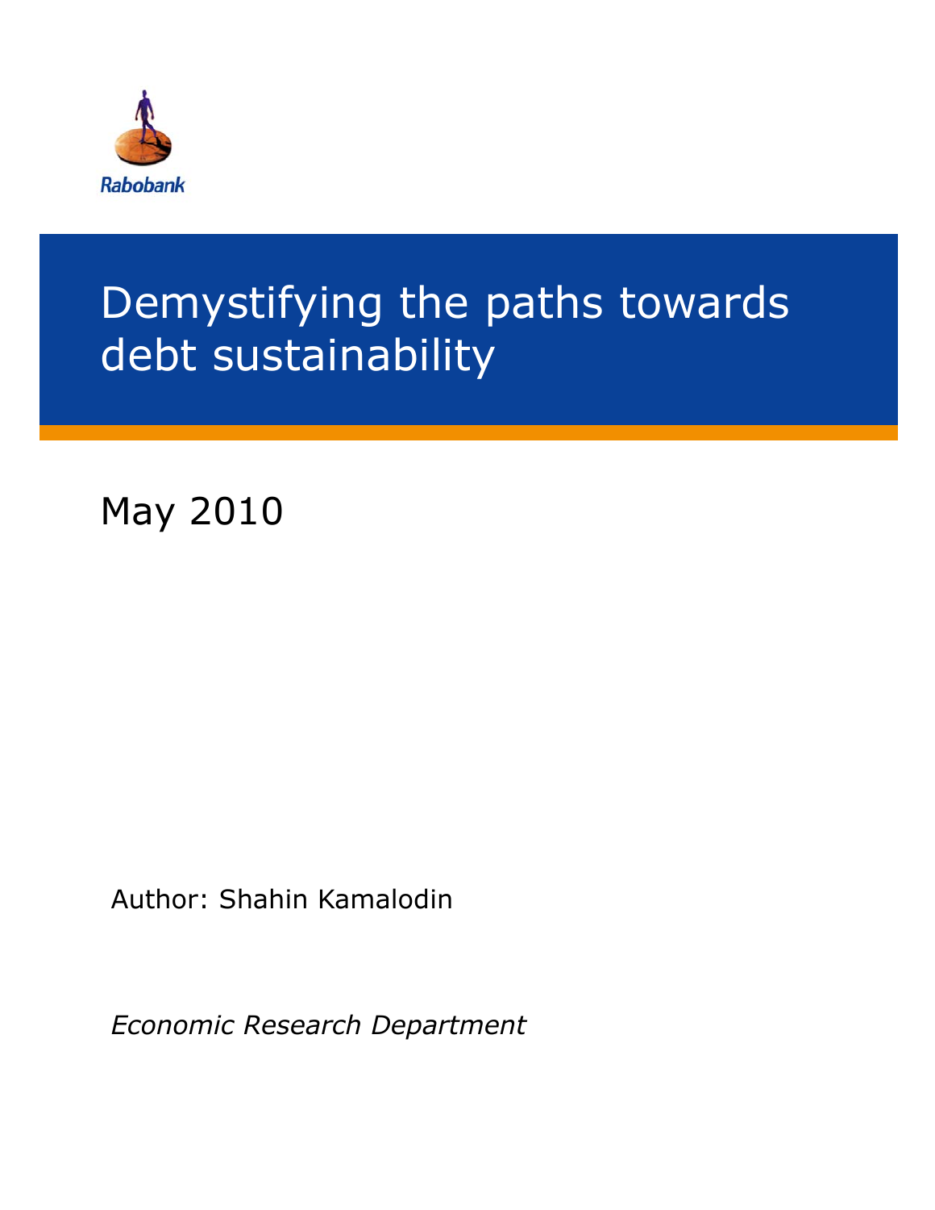Rabobank

# Demystifying the paths towards debt sustainability

May 2010

Author: Shahin Kamalodin

*Economic Research Department*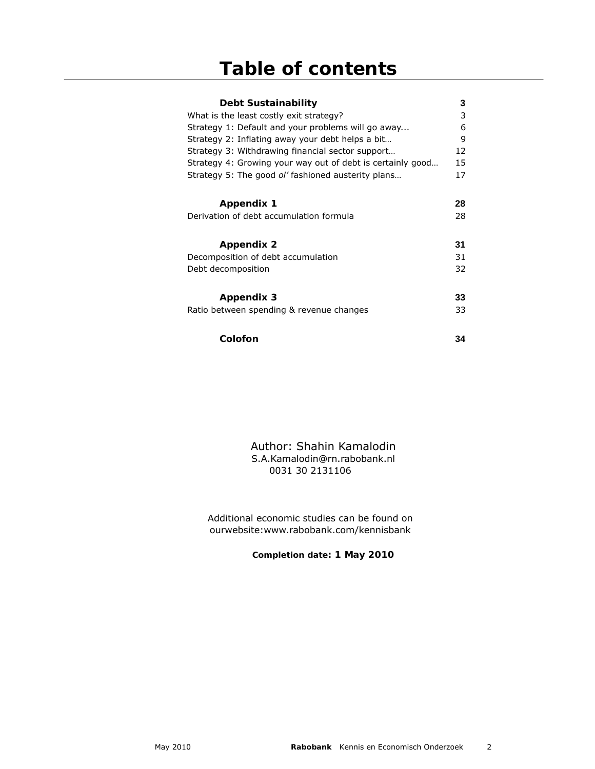# Table of contents

| | |
|---|---|
| **Debt Sustainability** | **3** |
| What is the least costly exit strategy? | 3 |
| Strategy 1: Default and your problems will go away... | 6 |
| Strategy 2: Inflating away your debt helps a bit… | 9 |
| Strategy 3: Withdrawing financial sector support… | 12 |
| Strategy 4: Growing your way out of debt is certainly good… | 15 |
| Strategy 5: The good *ol'* fashioned austerity plans… | 17 |
| **Appendix 1** | **28** |
| Derivation of debt accumulation formula | 28 |
| **Appendix 2** | **31** |
| Decomposition of debt accumulation | 31 |
| Debt decomposition | 32 |
| **Appendix 3** | **33** |
| Ratio between spending & revenue changes | 33 |
| **Colofon** | **34** |

Author: Shahin Kamalodin
S.A.Kamalodin@rn.rabobank.nl
0031 30 2131106

Additional economic studies can be found on ourwebsite:www.rabobank.com/kennisbank

**Completion date: 1 May 2010**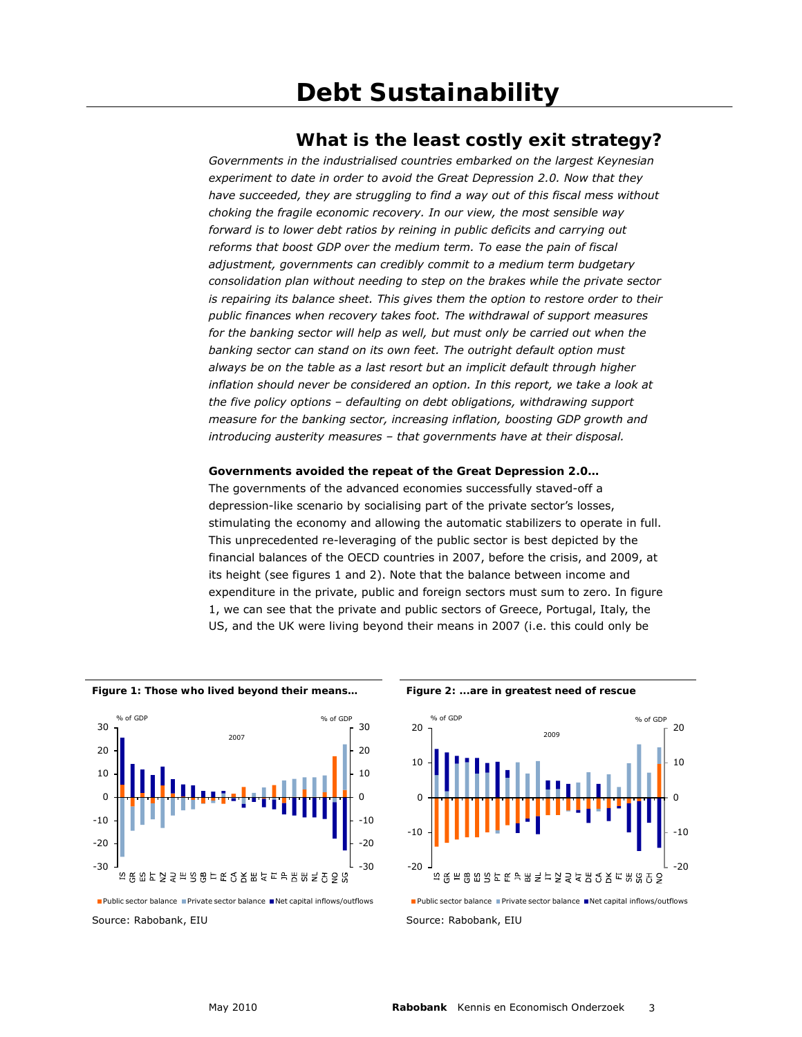# Debt Sustainability

## What is the least costly exit strategy?

*Governments in the industrialised countries embarked on the largest Keynesian experiment to date in order to avoid the Great Depression 2.0. Now that they have succeeded, they are struggling to find a way out of this fiscal mess without choking the fragile economic recovery. In our view, the most sensible way forward is to lower debt ratios by reining in public deficits and carrying out reforms that boost GDP over the medium term. To ease the pain of fiscal adjustment, governments can credibly commit to a medium term budgetary consolidation plan without needing to step on the brakes while the private sector is repairing its balance sheet. This gives them the option to restore order to their public finances when recovery takes foot. The withdrawal of support measures for the banking sector will help as well, but must only be carried out when the banking sector can stand on its own feet. The outright default option must always be on the table as a last resort but an implicit default through higher inflation should never be considered an option. In this report, we take a look at the five policy options – defaulting on debt obligations, withdrawing support measure for the banking sector, increasing inflation, boosting GDP growth and introducing austerity measures – that governments have at their disposal.*

**Governments avoided the repeat of the Great Depression 2.0…**

The governments of the advanced economies successfully staved-off a depression-like scenario by socialising part of the private sector's losses, stimulating the economy and allowing the automatic stabilizers to operate in full. This unprecedented re-leveraging of the public sector is best depicted by the financial balances of the OECD countries in 2007, before the crisis, and 2009, at its height (see figures 1 and 2). Note that the balance between income and expenditure in the private, public and foreign sectors must sum to zero. In figure 1, we can see that the private and public sectors of Greece, Portugal, Italy, the US, and the UK were living beyond their means in 2007 (i.e. this could only be

**Figure 1: Those who lived beyond their means…**

Source: Rabobank, EIU

**Figure 2: …are in greatest need of rescue**

Source: Rabobank, EIU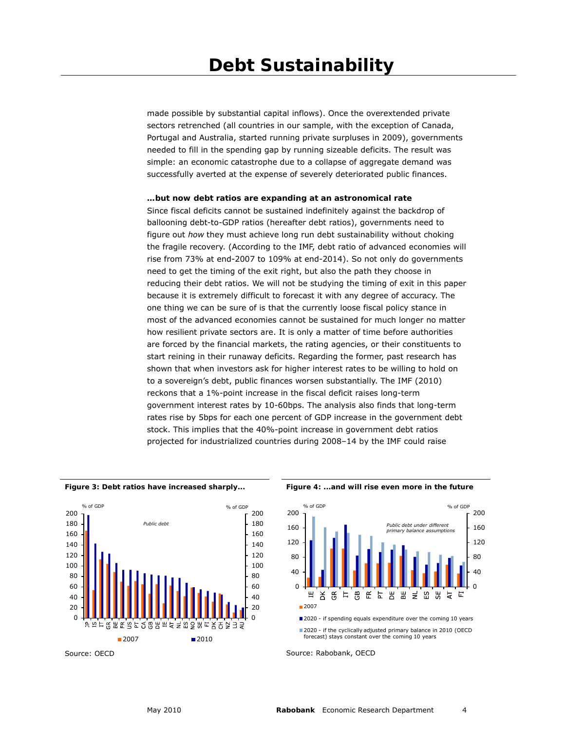made possible by substantial capital inflows). Once the overextended private sectors retrenched (all countries in our sample, with the exception of Canada, Portugal and Australia, started running private surpluses in 2009), governments needed to fill in the spending gap by running sizeable deficits. The result was simple: an economic catastrophe due to a collapse of aggregate demand was successfully averted at the expense of severely deteriorated public finances.

**…but now debt ratios are expanding at an astronomical rate**

Since fiscal deficits cannot be sustained indefinitely against the backdrop of ballooning debt-to-GDP ratios (hereafter debt ratios), governments need to figure out *how* they must achieve long run debt sustainability without choking the fragile recovery. (According to the IMF, debt ratio of advanced economies will rise from 73% at end-2007 to 109% at end-2014). So not only do governments need to get the timing of the exit right, but also the path they choose in reducing their debt ratios. We will not be studying the timing of exit in this paper because it is extremely difficult to forecast it with any degree of accuracy. The one thing we can be sure of is that the currently loose fiscal policy stance in most of the advanced economies cannot be sustained for much longer no matter how resilient private sectors are. It is only a matter of time before authorities are forced by the financial markets, the rating agencies, or their constituents to start reining in their runaway deficits. Regarding the former, past research has shown that when investors ask for higher interest rates to be willing to hold on to a sovereign's debt, public finances worsen substantially. The IMF (2010) reckons that a 1%-point increase in the fiscal deficit raises long-term government interest rates by 10-60bps. The analysis also finds that long-term rates rise by 5bps for each one percent of GDP increase in the government debt stock. This implies that the 40%-point increase in government debt ratios projected for industrialized countries during 2008–14 by the IMF could raise

**Figure 3: Debt ratios have increased sharply…**

Source: OECD

**Figure 4: …and will rise even more in the future**

Source: Rabobank, OECD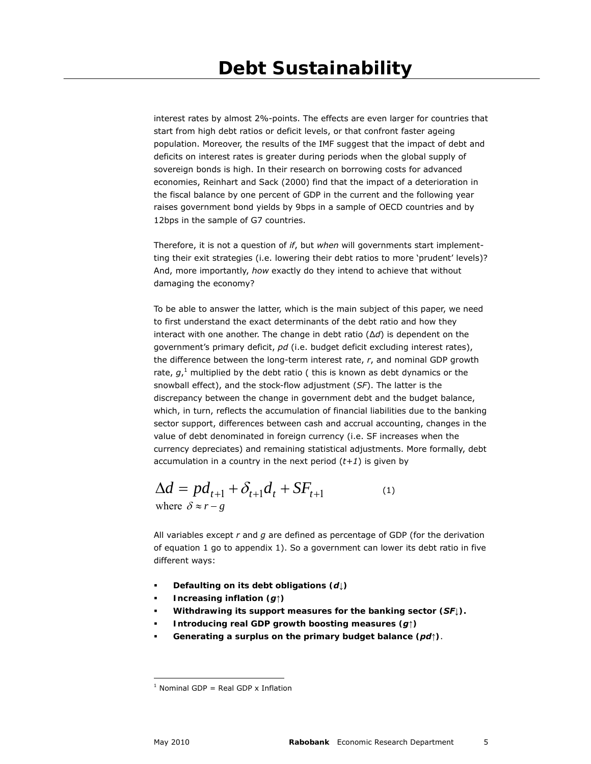interest rates by almost 2%-points. The effects are even larger for countries that start from high debt ratios or deficit levels, or that confront faster ageing population. Moreover, the results of the IMF suggest that the impact of debt and deficits on interest rates is greater during periods when the global supply of sovereign bonds is high. In their research on borrowing costs for advanced economies, Reinhart and Sack (2000) find that the impact of a deterioration in the fiscal balance by one percent of GDP in the current and the following year raises government bond yields by 9bps in a sample of OECD countries and by 12bps in the sample of G7 countries.

Therefore, it is not a question of *if*, but *when* will governments start implementting their exit strategies (i.e. lowering their debt ratios to more 'prudent' levels)? And, more importantly, *how* exactly do they intend to achieve that without damaging the economy?

To be able to answer the latter, which is the main subject of this paper, we need to first understand the exact determinants of the debt ratio and how they interact with one another. The change in debt ratio ($\Delta d$) is dependent on the government's primary deficit, $pd$ (i.e. budget deficit excluding interest rates), the difference between the long-term interest rate, $r$, and nominal GDP growth rate, $g$,[1] multiplied by the debt ratio ( this is known as debt dynamics or the snowball effect), and the stock-flow adjustment ($SF$). The latter is the discrepancy between the change in government debt and the budget balance, which, in turn, reflects the accumulation of financial liabilities due to the banking sector support, differences between cash and accrual accounting, changes in the value of debt denominated in foreign currency (i.e. SF increases when the currency depreciates) and remaining statistical adjustments. More formally, debt accumulation in a country in the next period ($t+1$) is given by

$$\Delta d = pd_{t+1} + \delta_{t+1} d_t + SF_{t+1} \qquad (1)$$

$$\text{where } \delta \approx r - g$$

All variables except $r$ and $g$ are defined as percentage of GDP (for the derivation of equation 1 go to appendix 1). So a government can lower its debt ratio in five different ways:

- **Defaulting on its debt obligations (*d*↓)**
- **Increasing inflation (*g*↑)**
- **Withdrawing its support measures for the banking sector (*SF*↓).**
- **Introducing real GDP growth boosting measures (*g*↑)**
- **Generating a surplus on the primary budget balance (*pd*↑)**.

---

[1] Nominal GDP = Real GDP x Inflation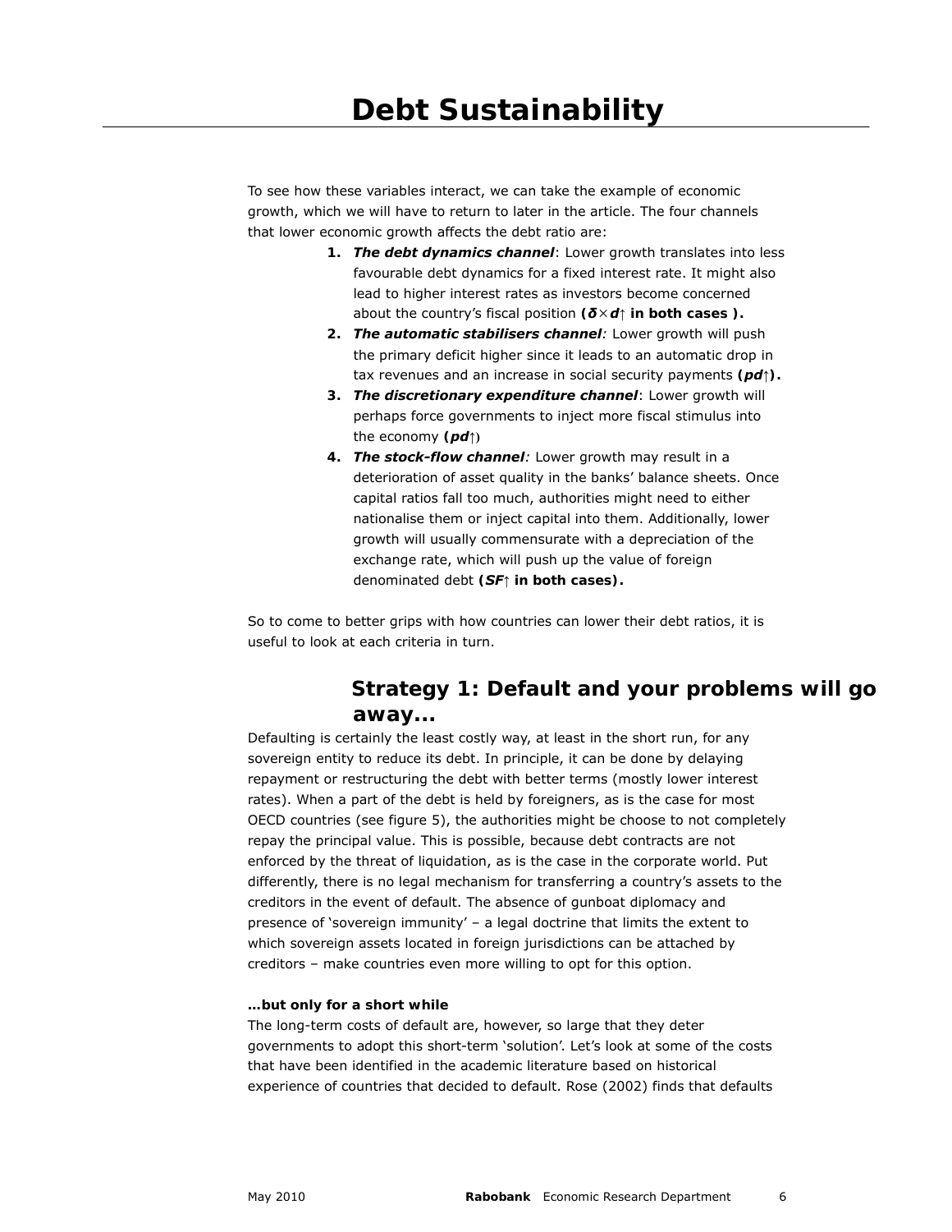# Debt Sustainability

To see how these variables interact, we can take the example of economic growth, which we will have to return to later in the article. The four channels that lower economic growth affects the debt ratio are:

1. ***The debt dynamics channel***: Lower growth translates into less favourable debt dynamics for a fixed interest rate. It might also lead to higher interest rates as investors become concerned about the country's fiscal position **($\delta \times d \uparrow$ in both cases ).**
2. ***The automatic stabilisers channel***: Lower growth will push the primary deficit higher since it leads to an automatic drop in tax revenues and an increase in social security payments **($pd\uparrow$).**
3. ***The discretionary expenditure channel***: Lower growth will perhaps force governments to inject more fiscal stimulus into the economy **($pd\uparrow$)**
4. ***The stock-flow channel***: Lower growth may result in a deterioration of asset quality in the banks' balance sheets. Once capital ratios fall too much, authorities might need to either nationalise them or inject capital into them. Additionally, lower growth will usually commensurate with a depreciation of the exchange rate, which will push up the value of foreign denominated debt **($SF\uparrow$ in both cases).**

So to come to better grips with how countries can lower their debt ratios, it is useful to look at each criteria in turn.

## Strategy 1: Default and your problems will go away...

Defaulting is certainly the least costly way, at least in the short run, for any sovereign entity to reduce its debt. In principle, it can be done by delaying repayment or restructuring the debt with better terms (mostly lower interest rates). When a part of the debt is held by foreigners, as is the case for most OECD countries (see figure 5), the authorities might be choose to not completely repay the principal value. This is possible, because debt contracts are not enforced by the threat of liquidation, as is the case in the corporate world. Put differently, there is no legal mechanism for transferring a country's assets to the creditors in the event of default. The absence of gunboat diplomacy and presence of 'sovereign immunity' – a legal doctrine that limits the extent to which sovereign assets located in foreign jurisdictions can be attached by creditors – make countries even more willing to opt for this option.

**…but only for a short while**

The long-term costs of default are, however, so large that they deter governments to adopt this short-term 'solution'. Let's look at some of the costs that have been identified in the academic literature based on historical experience of countries that decided to default. Rose (2002) finds that defaults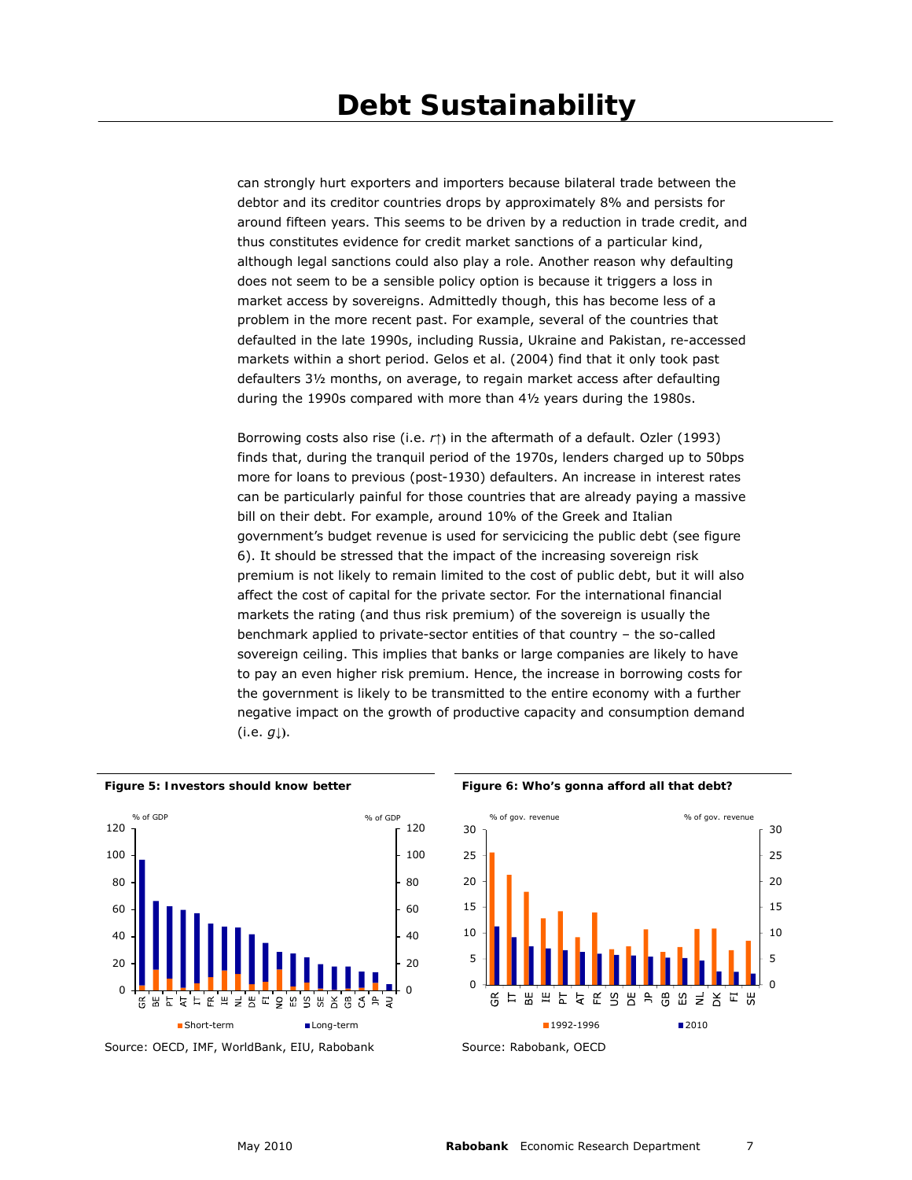can strongly hurt exporters and importers because bilateral trade between the debtor and its creditor countries drops by approximately 8% and persists for around fifteen years. This seems to be driven by a reduction in trade credit, and thus constitutes evidence for credit market sanctions of a particular kind, although legal sanctions could also play a role. Another reason why defaulting does not seem to be a sensible policy option is because it triggers a loss in market access by sovereigns. Admittedly though, this has become less of a problem in the more recent past. For example, several of the countries that defaulted in the late 1990s, including Russia, Ukraine and Pakistan, re-accessed markets within a short period. Gelos et al. (2004) find that it only took past defaulters 3½ months, on average, to regain market access after defaulting during the 1990s compared with more than 4½ years during the 1980s.

Borrowing costs also rise (i.e. $r\uparrow$) in the aftermath of a default. Ozler (1993) finds that, during the tranquil period of the 1970s, lenders charged up to 50bps more for loans to previous (post-1930) defaulters. An increase in interest rates can be particularly painful for those countries that are already paying a massive bill on their debt. For example, around 10% of the Greek and Italian government's budget revenue is used for servicicing the public debt (see figure 6). It should be stressed that the impact of the increasing sovereign risk premium is not likely to remain limited to the cost of public debt, but it will also affect the cost of capital for the private sector. For the international financial markets the rating (and thus risk premium) of the sovereign is usually the benchmark applied to private-sector entities of that country – the so-called sovereign ceiling. This implies that banks or large companies are likely to have to pay an even higher risk premium. Hence, the increase in borrowing costs for the government is likely to be transmitted to the entire economy with a further negative impact on the growth of productive capacity and consumption demand (i.e. $g\downarrow$).

**Figure 5: Investors should know better**

Source: OECD, IMF, WorldBank, EIU, Rabobank

**Figure 6: Who's gonna afford all that debt?**

Source: Rabobank, OECD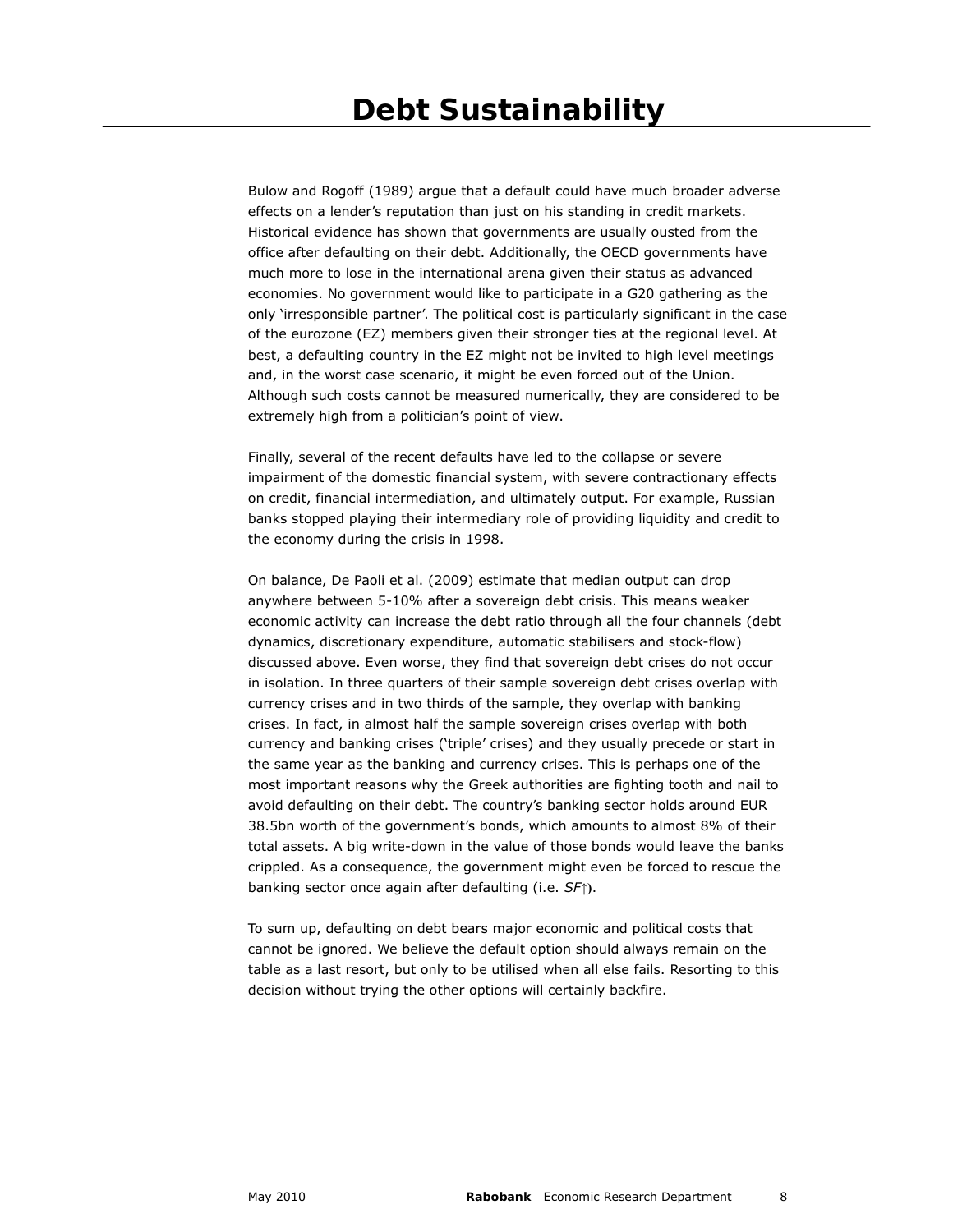# Debt Sustainability

Bulow and Rogoff (1989) argue that a default could have much broader adverse effects on a lender's reputation than just on his standing in credit markets. Historical evidence has shown that governments are usually ousted from the office after defaulting on their debt. Additionally, the OECD governments have much more to lose in the international arena given their status as advanced economies. No government would like to participate in a G20 gathering as the only 'irresponsible partner'. The political cost is particularly significant in the case of the eurozone (EZ) members given their stronger ties at the regional level. At best, a defaulting country in the EZ might not be invited to high level meetings and, in the worst case scenario, it might be even forced out of the Union. Although such costs cannot be measured numerically, they are considered to be extremely high from a politician's point of view.

Finally, several of the recent defaults have led to the collapse or severe impairment of the domestic financial system, with severe contractionary effects on credit, financial intermediation, and ultimately output. For example, Russian banks stopped playing their intermediary role of providing liquidity and credit to the economy during the crisis in 1998.

On balance, De Paoli et al. (2009) estimate that median output can drop anywhere between 5-10% after a sovereign debt crisis. This means weaker economic activity can increase the debt ratio through all the four channels (debt dynamics, discretionary expenditure, automatic stabilisers and stock-flow) discussed above. Even worse, they find that sovereign debt crises do not occur in isolation. In three quarters of their sample sovereign debt crises overlap with currency crises and in two thirds of the sample, they overlap with banking crises. In fact, in almost half the sample sovereign crises overlap with both currency and banking crises ('triple' crises) and they usually precede or start in the same year as the banking and currency crises. This is perhaps one of the most important reasons why the Greek authorities are fighting tooth and nail to avoid defaulting on their debt. The country's banking sector holds around EUR 38.5bn worth of the government's bonds, which amounts to almost 8% of their total assets. A big write-down in the value of those bonds would leave the banks crippled. As a consequence, the government might even be forced to rescue the banking sector once again after defaulting (i.e. $SF\uparrow$).

To sum up, defaulting on debt bears major economic and political costs that cannot be ignored. We believe the default option should always remain on the table as a last resort, but only to be utilised when all else fails. Resorting to this decision without trying the other options will certainly backfire.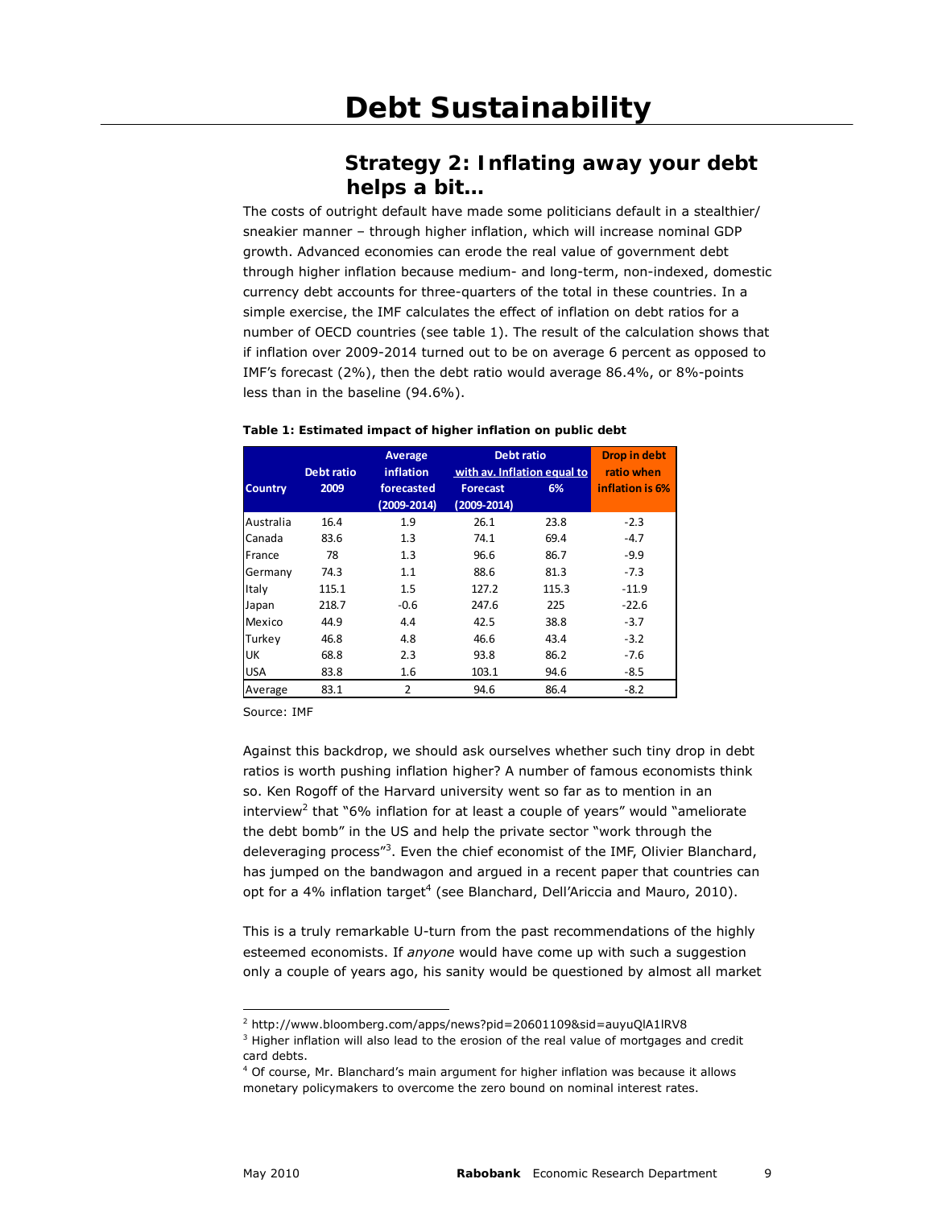# Debt Sustainability

## Strategy 2: Inflating away your debt helps a bit…

The costs of outright default have made some politicians default in a stealthier/ sneakier manner – through higher inflation, which will increase nominal GDP growth. Advanced economies can erode the real value of government debt through higher inflation because medium- and long-term, non-indexed, domestic currency debt accounts for three-quarters of the total in these countries. In a simple exercise, the IMF calculates the effect of inflation on debt ratios for a number of OECD countries (see table 1). The result of the calculation shows that if inflation over 2009-2014 turned out to be on average 6 percent as opposed to IMF's forecast (2%), then the debt ratio would average 86.4%, or 8%-points less than in the baseline (94.6%).

**Table 1: Estimated impact of higher inflation on public debt**

| Country | Debt ratio 2009 | Average inflation forecasted (2009-2014) | Debt ratio with av. Inflation equal to Forecast (2009-2014) | Debt ratio with av. Inflation equal to 6% | Drop in debt ratio when inflation is 6% |
|---|---|---|---|---|---|
| Australia | 16.4 | 1.9 | 26.1 | 23.8 | -2.3 |
| Canada | 83.6 | 1.3 | 74.1 | 69.4 | -4.7 |
| France | 78 | 1.3 | 96.6 | 86.7 | -9.9 |
| Germany | 74.3 | 1.1 | 88.6 | 81.3 | -7.3 |
| Italy | 115.1 | 1.5 | 127.2 | 115.3 | -11.9 |
| Japan | 218.7 | -0.6 | 247.6 | 225 | -22.6 |
| Mexico | 44.9 | 4.4 | 42.5 | 38.8 | -3.7 |
| Turkey | 46.8 | 4.8 | 46.6 | 43.4 | -3.2 |
| UK | 68.8 | 2.3 | 93.8 | 86.2 | -7.6 |
| USA | 83.8 | 1.6 | 103.1 | 94.6 | -8.5 |
| Average | 83.1 | 2 | 94.6 | 86.4 | -8.2 |

Source: IMF

Against this backdrop, we should ask ourselves whether such tiny drop in debt ratios is worth pushing inflation higher? A number of famous economists think so. Ken Rogoff of the Harvard university went so far as to mention in an interview[2] that "6% inflation for at least a couple of years" would "ameliorate the debt bomb" in the US and help the private sector "work through the deleveraging process"[3]. Even the chief economist of the IMF, Olivier Blanchard, has jumped on the bandwagon and argued in a recent paper that countries can opt for a 4% inflation target[4] (see Blanchard, Dell'Ariccia and Mauro, 2010).

This is a truly remarkable U-turn from the past recommendations of the highly esteemed economists. If *anyone* would have come up with such a suggestion only a couple of years ago, his sanity would be questioned by almost all market

---

[2] http://www.bloomberg.com/apps/news?pid=20601109&sid=auyuQlA1lRV8

[3] Higher inflation will also lead to the erosion of the real value of mortgages and credit card debts.

[4] Of course, Mr. Blanchard's main argument for higher inflation was because it allows monetary policymakers to overcome the zero bound on nominal interest rates.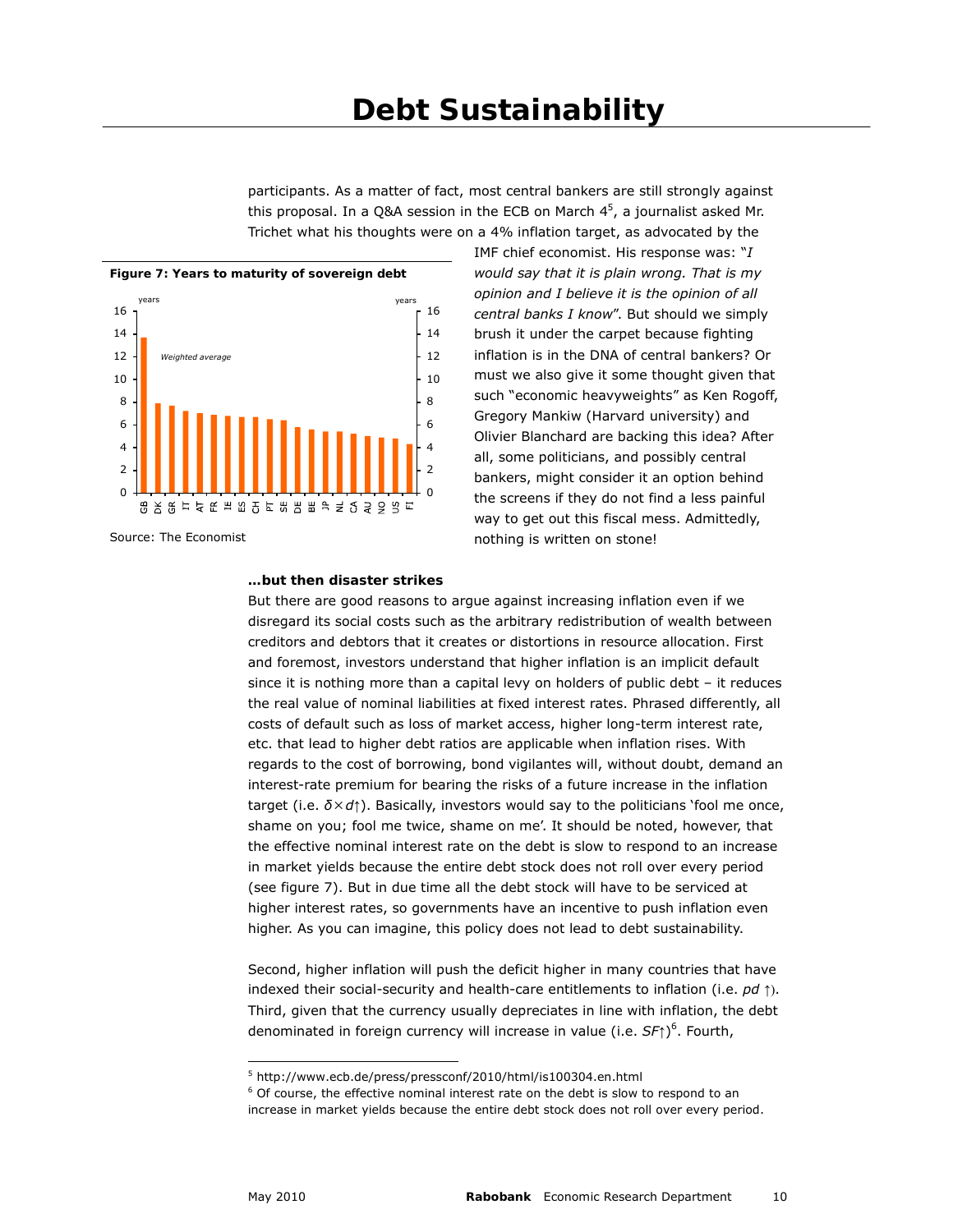participants. As a matter of fact, most central bankers are still strongly against this proposal. In a Q&A session in the ECB on March 4[5], a journalist asked Mr. Trichet what his thoughts were on a 4% inflation target, as advocated by the IMF chief economist. His response was: "*I would say that it is plain wrong. That is my opinion and I believe it is the opinion of all central banks I know*". But should we simply brush it under the carpet because fighting inflation is in the DNA of central bankers? Or must we also give it some thought given that such "economic heavyweights" as Ken Rogoff, Gregory Mankiw (Harvard university) and Olivier Blanchard are backing this idea? After all, some politicians, and possibly central bankers, might consider it an option behind the screens if they do not find a less painful way to get out this fiscal mess. Admittedly, nothing is written on stone!

**Figure 7: Years to maturity of sovereign debt**

Source: The Economist

**…but then disaster strikes**

But there are good reasons to argue against increasing inflation even if we disregard its social costs such as the arbitrary redistribution of wealth between creditors and debtors that it creates or distortions in resource allocation. First and foremost, investors understand that higher inflation is an implicit default since it is nothing more than a capital levy on holders of public debt – it reduces the real value of nominal liabilities at fixed interest rates. Phrased differently, all costs of default such as loss of market access, higher long-term interest rate, etc. that lead to higher debt ratios are applicable when inflation rises. With regards to the cost of borrowing, bond vigilantes will, without doubt, demand an interest-rate premium for bearing the risks of a future increase in the inflation target (i.e. $\delta \times d\uparrow$). Basically, investors would say to the politicians 'fool me once, shame on you; fool me twice, shame on me'. It should be noted, however, that the effective nominal interest rate on the debt is slow to respond to an increase in market yields because the entire debt stock does not roll over every period (see figure 7). But in due time all the debt stock will have to be serviced at higher interest rates, so governments have an incentive to push inflation even higher. As you can imagine, this policy does not lead to debt sustainability.

Second, higher inflation will push the deficit higher in many countries that have indexed their social-security and health-care entitlements to inflation (i.e. $pd\uparrow$). Third, given that the currency usually depreciates in line with inflation, the debt denominated in foreign currency will increase in value (i.e. $SF\uparrow$)[6]. Fourth,

[5] http://www.ecb.de/press/pressconf/2010/html/is100304.en.html

[6] Of course, the effective nominal interest rate on the debt is slow to respond to an increase in market yields because the entire debt stock does not roll over every period.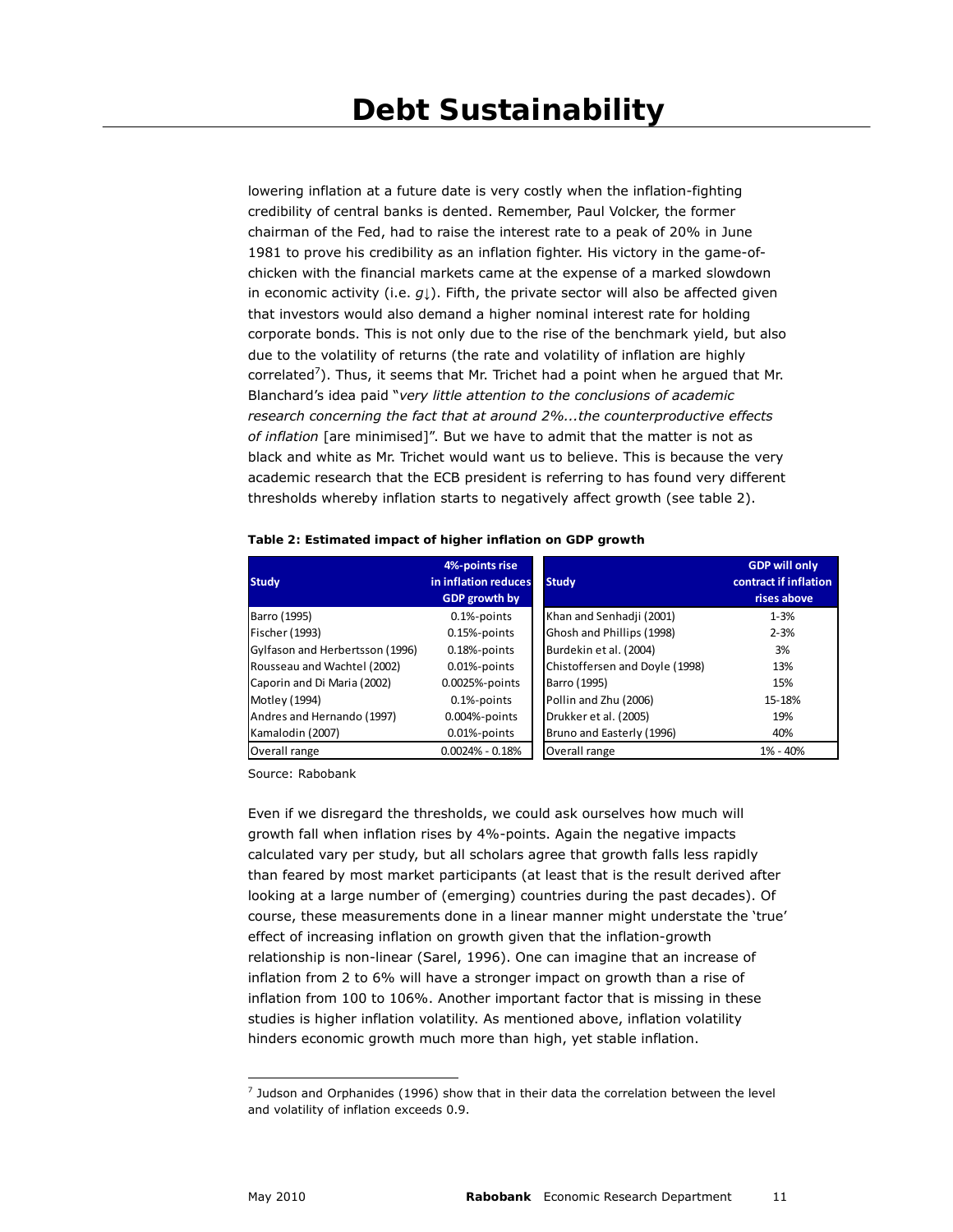lowering inflation at a future date is very costly when the inflation-fighting credibility of central banks is dented. Remember, Paul Volcker, the former chairman of the Fed, had to raise the interest rate to a peak of 20% in June 1981 to prove his credibility as an inflation fighter. His victory in the game-of-chicken with the financial markets came at the expense of a marked slowdown in economic activity (i.e. $g\downarrow$). Fifth, the private sector will also be affected given that investors would also demand a higher nominal interest rate for holding corporate bonds. This is not only due to the rise of the benchmark yield, but also due to the volatility of returns (the rate and volatility of inflation are highly correlated[7]). Thus, it seems that Mr. Trichet had a point when he argued that Mr. Blanchard's idea paid "*very little attention to the conclusions of academic research concerning the fact that at around 2%...the counterproductive effects of inflation* [are minimised]". But we have to admit that the matter is not as black and white as Mr. Trichet would want us to believe. This is because the very academic research that the ECB president is referring to has found very different thresholds whereby inflation starts to negatively affect growth (see table 2).

**Table 2: Estimated impact of higher inflation on GDP growth**

| Study | 4%-points rise in inflation reduces GDP growth by |
|---|---|
| Barro (1995) | 0.1%-points |
| Fischer (1993) | 0.15%-points |
| Gylfason and Herbertsson (1996) | 0.18%-points |
| Rousseau and Wachtel (2002) | 0.01%-points |
| Caporin and Di Maria (2002) | 0.0025%-points |
| Motley (1994) | 0.1%-points |
| Andres and Hernando (1997) | 0.004%-points |
| Kamalodin (2007) | 0.01%-points |
| Overall range | 0.0024% - 0.18% |

| Study | GDP will only contract if inflation rises above |
|---|---|
| Khan and Senhadji (2001) | 1-3% |
| Ghosh and Phillips (1998) | 2-3% |
| Burdekin et al. (2004) | 3% |
| Chistoffersen and Doyle (1998) | 13% |
| Barro (1995) | 15% |
| Pollin and Zhu (2006) | 15-18% |
| Drukker et al. (2005) | 19% |
| Bruno and Easterly (1996) | 40% |
| Overall range | 1% - 40% |

Source: Rabobank

Even if we disregard the thresholds, we could ask ourselves how much will growth fall when inflation rises by 4%-points. Again the negative impacts calculated vary per study, but all scholars agree that growth falls less rapidly than feared by most market participants (at least that is the result derived after looking at a large number of (emerging) countries during the past decades). Of course, these measurements done in a linear manner might understate the 'true' effect of increasing inflation on growth given that the inflation-growth relationship is non-linear (Sarel, 1996). One can imagine that an increase of inflation from 2 to 6% will have a stronger impact on growth than a rise of inflation from 100 to 106%. Another important factor that is missing in these studies is higher inflation volatility. As mentioned above, inflation volatility hinders economic growth much more than high, yet stable inflation.

---

[7] Judson and Orphanides (1996) show that in their data the correlation between the level and volatility of inflation exceeds 0.9.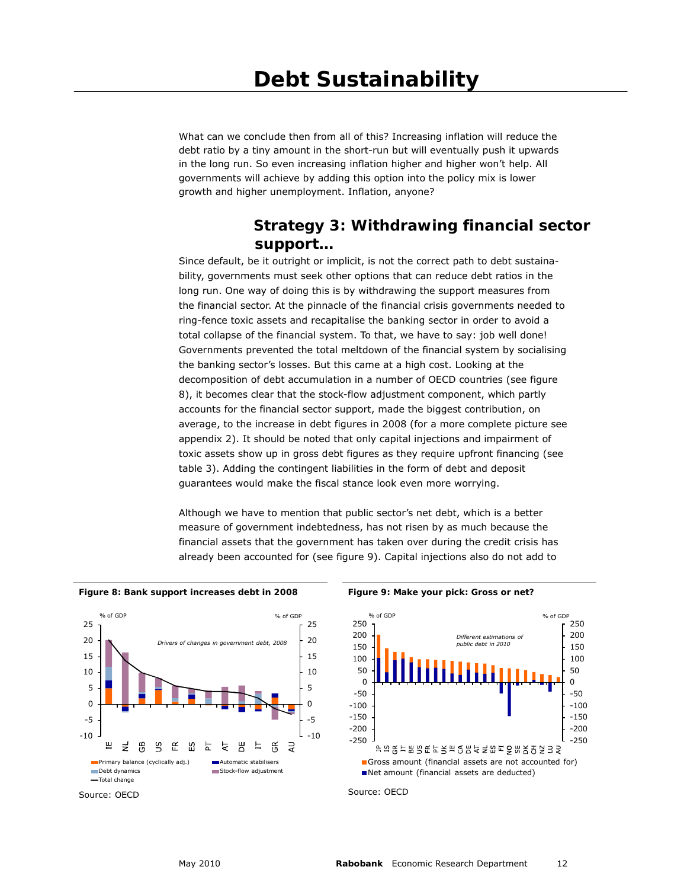# Debt Sustainability

What can we conclude then from all of this? Increasing inflation will reduce the debt ratio by a tiny amount in the short-run but will eventually push it upwards in the long run. So even increasing inflation higher and higher won't help. All governments will achieve by adding this option into the policy mix is lower growth and higher unemployment. Inflation, anyone?

## Strategy 3: Withdrawing financial sector support…

Since default, be it outright or implicit, is not the correct path to debt sustainability, governments must seek other options that can reduce debt ratios in the long run. One way of doing this is by withdrawing the support measures from the financial sector. At the pinnacle of the financial crisis governments needed to ring-fence toxic assets and recapitalise the banking sector in order to avoid a total collapse of the financial system. To that, we have to say: job well done! Governments prevented the total meltdown of the financial system by socialising the banking sector's losses. But this came at a high cost. Looking at the decomposition of debt accumulation in a number of OECD countries (see figure 8), it becomes clear that the stock-flow adjustment component, which partly accounts for the financial sector support, made the biggest contribution, on average, to the increase in debt figures in 2008 (for a more complete picture see appendix 2). It should be noted that only capital injections and impairment of toxic assets show up in gross debt figures as they require upfront financing (see table 3). Adding the contingent liabilities in the form of debt and deposit guarantees would make the fiscal stance look even more worrying.

Although we have to mention that public sector's net debt, which is a better measure of government indebtedness, has not risen by as much because the financial assets that the government has taken over during the credit crisis has already been accounted for (see figure 9). Capital injections also do not add to

**Figure 8: Bank support increases debt in 2008**

Source: OECD

**Figure 9: Make your pick: Gross or net?**

Source: OECD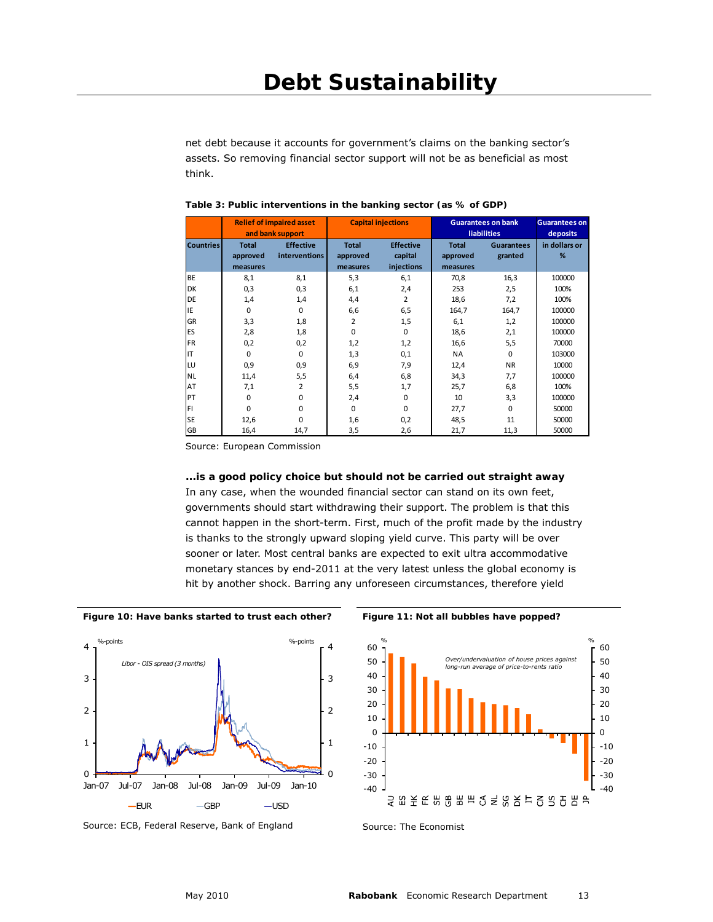net debt because it accounts for government's claims on the banking sector's assets. So removing financial sector support will not be as beneficial as most think.

**Table 3: Public interventions in the banking sector (as % of GDP)**

| | Relief of impaired asset and bank support | | Capital injections | | Guarantees on bank liabilities | | Guarantees on deposits |
|---|---|---|---|---|---|---|---|
| Countries | Total approved measures | Effective interventions | Total approved measures | Effective capital injections | Total approved measures | Guarantees granted | in dollars or % |
| BE | 8,1 | 8,1 | 5,3 | 6,1 | 70,8 | 16,3 | 100000 |
| DK | 0,3 | 0,3 | 6,1 | 2,4 | 253 | 2,5 | 100% |
| DE | 1,4 | 1,4 | 4,4 | 2 | 18,6 | 7,2 | 100% |
| IE | 0 | 0 | 6,6 | 6,5 | 164,7 | 164,7 | 100000 |
| GR | 3,3 | 1,8 | 2 | 1,5 | 6,1 | 1,2 | 100000 |
| ES | 2,8 | 1,8 | 0 | 0 | 18,6 | 2,1 | 100000 |
| FR | 0,2 | 0,2 | 1,2 | 1,2 | 16,6 | 5,5 | 70000 |
| IT | 0 | 0 | 1,3 | 0,1 | NA | 0 | 103000 |
| LU | 0,9 | 0,9 | 6,9 | 7,9 | 12,4 | NR | 10000 |
| NL | 11,4 | 5,5 | 6,4 | 6,8 | 34,3 | 7,7 | 100000 |
| AT | 7,1 | 2 | 5,5 | 1,7 | 25,7 | 6,8 | 100% |
| PT | 0 | 0 | 2,4 | 0 | 10 | 3,3 | 100000 |
| FI | 0 | 0 | 0 | 0 | 27,7 | 0 | 50000 |
| SE | 12,6 | 0 | 1,6 | 0,2 | 48,5 | 11 | 50000 |
| GB | 16,4 | 14,7 | 3,5 | 2,6 | 21,7 | 11,3 | 50000 |

Source: European Commission

**...is a good policy choice but should not be carried out straight away**

In any case, when the wounded financial sector can stand on its own feet, governments should start withdrawing their support. The problem is that this cannot happen in the short-term. First, much of the profit made by the industry is thanks to the strongly upward sloping yield curve. This party will be over sooner or later. Most central banks are expected to exit ultra accommodative monetary stances by end-2011 at the very latest unless the global economy is hit by another shock. Barring any unforeseen circumstances, therefore yield

**Figure 10: Have banks started to trust each other?**

Source: ECB, Federal Reserve, Bank of England

**Figure 11: Not all bubbles have popped?**

Source: The Economist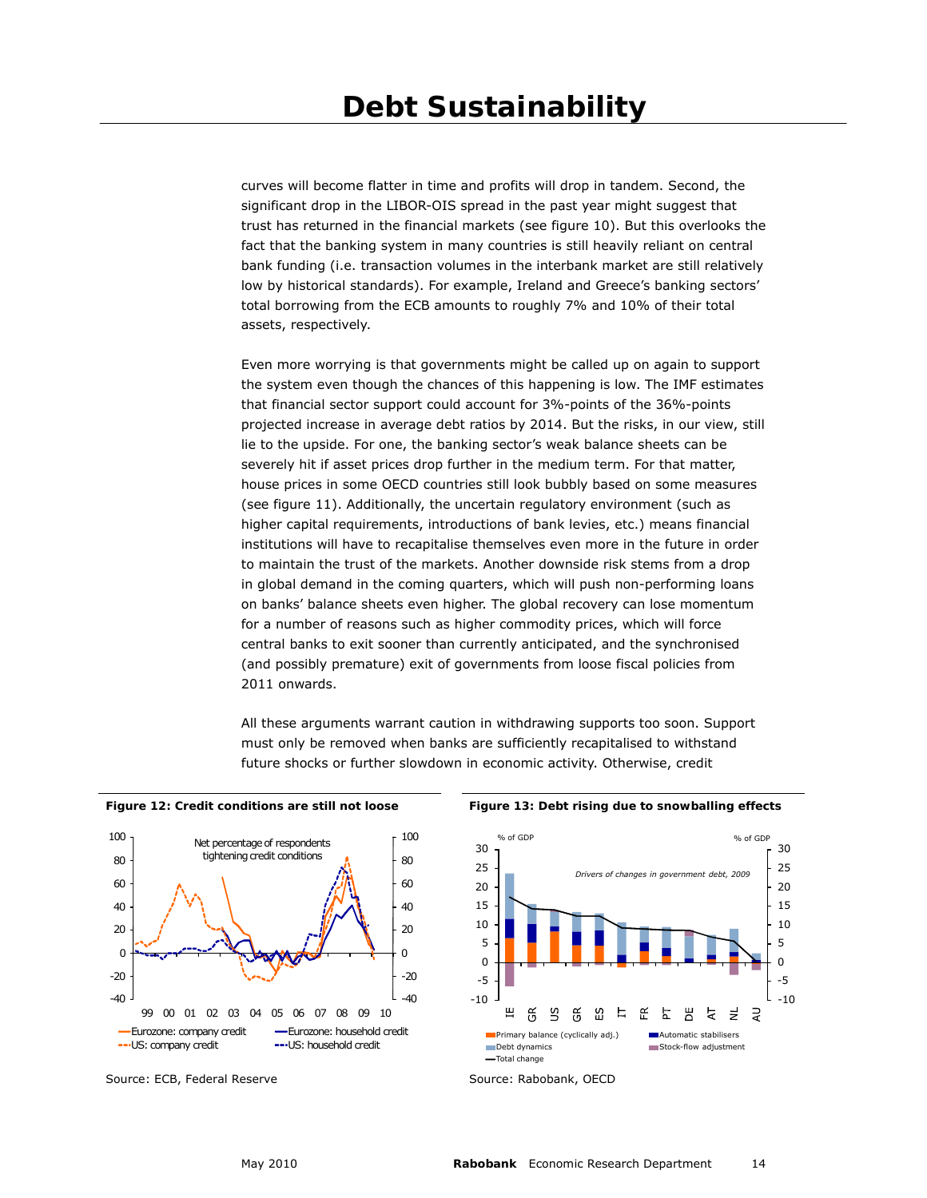curves will become flatter in time and profits will drop in tandem. Second, the significant drop in the LIBOR-OIS spread in the past year might suggest that trust has returned in the financial markets (see figure 10). But this overlooks the fact that the banking system in many countries is still heavily reliant on central bank funding (i.e. transaction volumes in the interbank market are still relatively low by historical standards). For example, Ireland and Greece's banking sectors' total borrowing from the ECB amounts to roughly 7% and 10% of their total assets, respectively.

Even more worrying is that governments might be called up on again to support the system even though the chances of this happening is low. The IMF estimates that financial sector support could account for 3%-points of the 36%-points projected increase in average debt ratios by 2014. But the risks, in our view, still lie to the upside. For one, the banking sector's weak balance sheets can be severely hit if asset prices drop further in the medium term. For that matter, house prices in some OECD countries still look bubbly based on some measures (see figure 11). Additionally, the uncertain regulatory environment (such as higher capital requirements, introductions of bank levies, etc.) means financial institutions will have to recapitalise themselves even more in the future in order to maintain the trust of the markets. Another downside risk stems from a drop in global demand in the coming quarters, which will push non-performing loans on banks' balance sheets even higher. The global recovery can lose momentum for a number of reasons such as higher commodity prices, which will force central banks to exit sooner than currently anticipated, and the synchronised (and possibly premature) exit of governments from loose fiscal policies from 2011 onwards.

All these arguments warrant caution in withdrawing supports too soon. Support must only be removed when banks are sufficiently recapitalised to withstand future shocks or further slowdown in economic activity. Otherwise, credit

**Figure 12: Credit conditions are still not loose**

Source: ECB, Federal Reserve

**Figure 13: Debt rising due to snowballing effects**

Source: Rabobank, OECD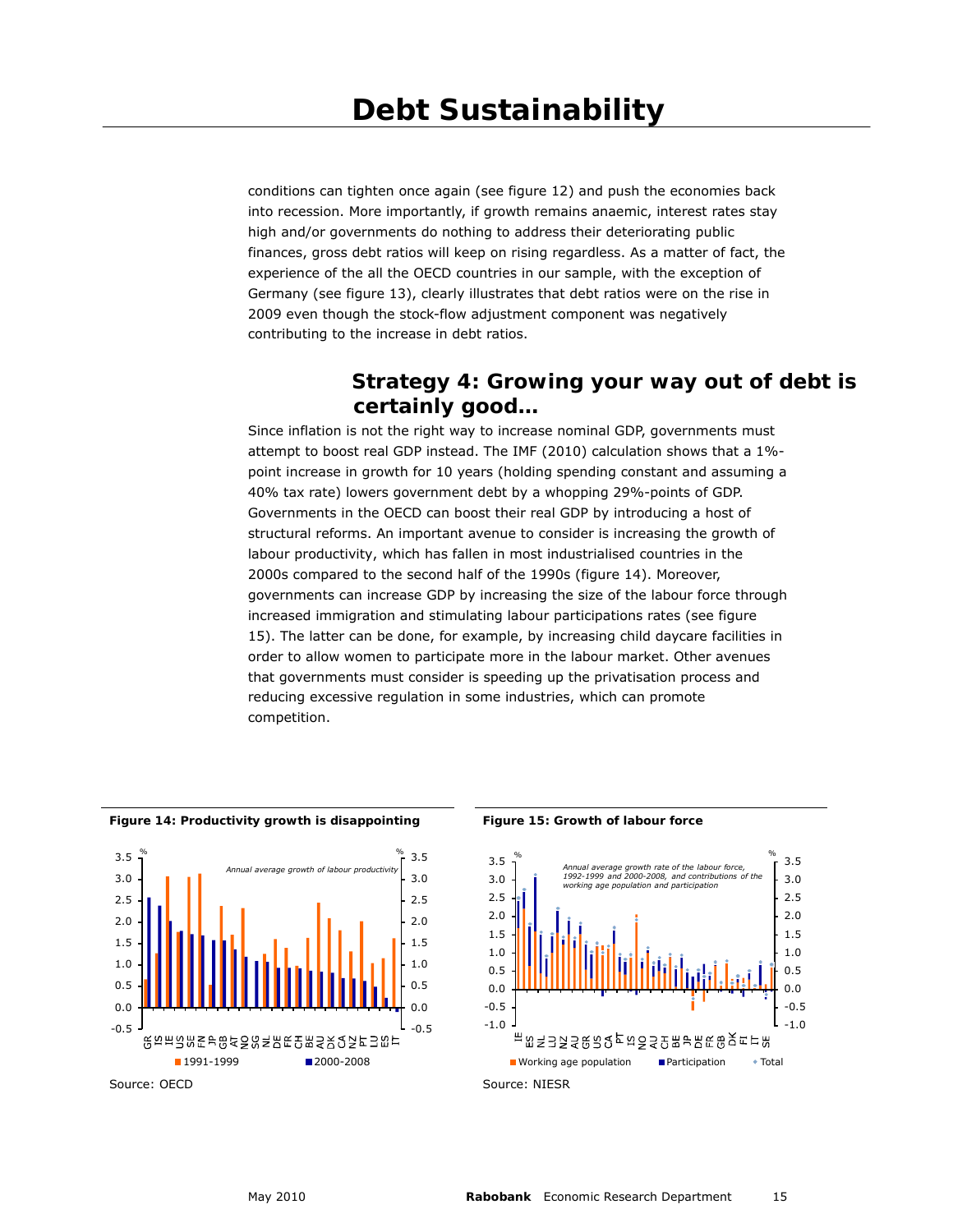conditions can tighten once again (see figure 12) and push the economies back into recession. More importantly, if growth remains anaemic, interest rates stay high and/or governments do nothing to address their deteriorating public finances, gross debt ratios will keep on rising regardless. As a matter of fact, the experience of the all the OECD countries in our sample, with the exception of Germany (see figure 13), clearly illustrates that debt ratios were on the rise in 2009 even though the stock-flow adjustment component was negatively contributing to the increase in debt ratios.

## Strategy 4: Growing your way out of debt is certainly good…

Since inflation is not the right way to increase nominal GDP, governments must attempt to boost real GDP instead. The IMF (2010) calculation shows that a 1%-point increase in growth for 10 years (holding spending constant and assuming a 40% tax rate) lowers government debt by a whopping 29%-points of GDP. Governments in the OECD can boost their real GDP by introducing a host of structural reforms. An important avenue to consider is increasing the growth of labour productivity, which has fallen in most industrialised countries in the 2000s compared to the second half of the 1990s (figure 14). Moreover, governments can increase GDP by increasing the size of the labour force through increased immigration and stimulating labour participations rates (see figure 15). The latter can be done, for example, by increasing child daycare facilities in order to allow women to participate more in the labour market. Other avenues that governments must consider is speeding up the privatisation process and reducing excessive regulation in some industries, which can promote competition.

**Figure 14: Productivity growth is disappointing**

Source: OECD

**Figure 15: Growth of labour force**

Source: NIESR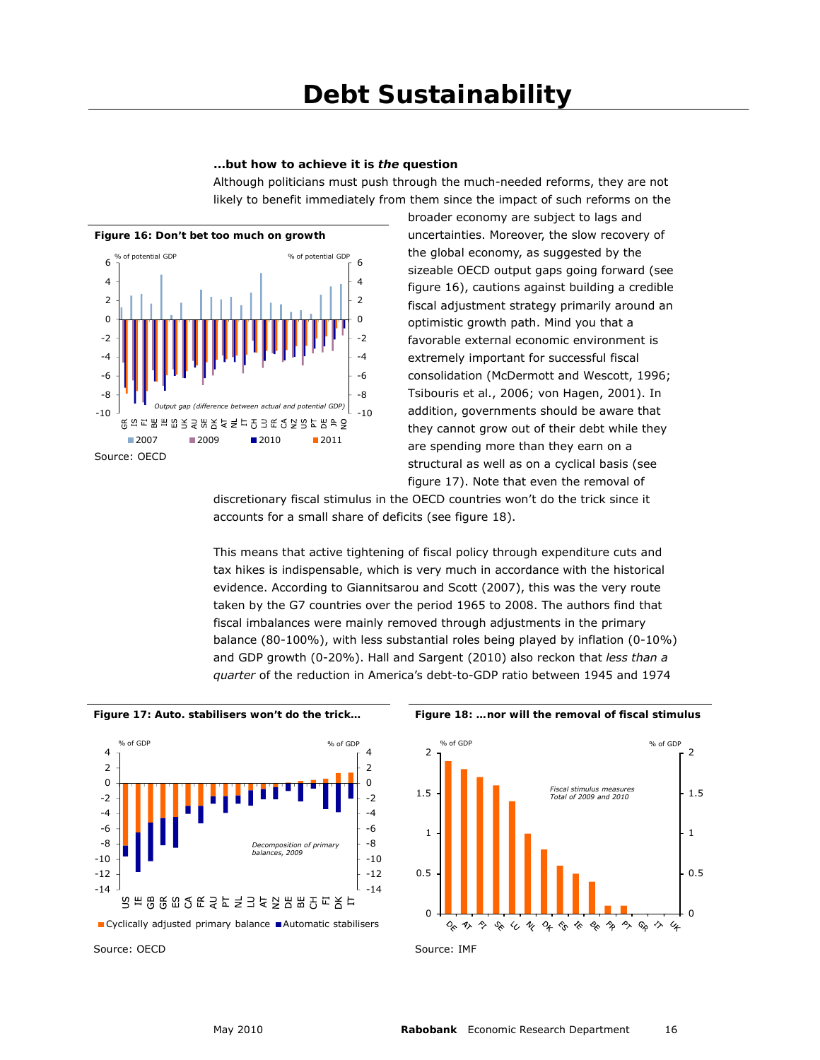# Debt Sustainability

**...but how to achieve it is *the* question**

Although politicians must push through the much-needed reforms, they are not likely to benefit immediately from them since the impact of such reforms on the broader economy are subject to lags and uncertainties. Moreover, the slow recovery of the global economy, as suggested by the sizeable OECD output gaps going forward (see figure 16), cautions against building a credible fiscal adjustment strategy primarily around an optimistic growth path. Mind you that a favorable external economic environment is extremely important for successful fiscal consolidation (McDermott and Wescott, 1996; Tsibouris et al., 2006; von Hagen, 2001). In addition, governments should be aware that they cannot grow out of their debt while they are spending more than they earn on a structural as well as on a cyclical basis (see figure 17). Note that even the removal of discretionary fiscal stimulus in the OECD countries won't do the trick since it accounts for a small share of deficits (see figure 18).

**Figure 16: Don't bet too much on growth**

Source: OECD

This means that active tightening of fiscal policy through expenditure cuts and tax hikes is indispensable, which is very much in accordance with the historical evidence. According to Giannitsarou and Scott (2007), this was the very route taken by the G7 countries over the period 1965 to 2008. The authors find that fiscal imbalances were mainly removed through adjustments in the primary balance (80-100%), with less substantial roles being played by inflation (0-10%) and GDP growth (0-20%). Hall and Sargent (2010) also reckon that *less than a quarter* of the reduction in America's debt-to-GDP ratio between 1945 and 1974

**Figure 17: Auto. stabilisers won't do the trick…**

Source: OECD

**Figure 18: …nor will the removal of fiscal stimulus**

Source: IMF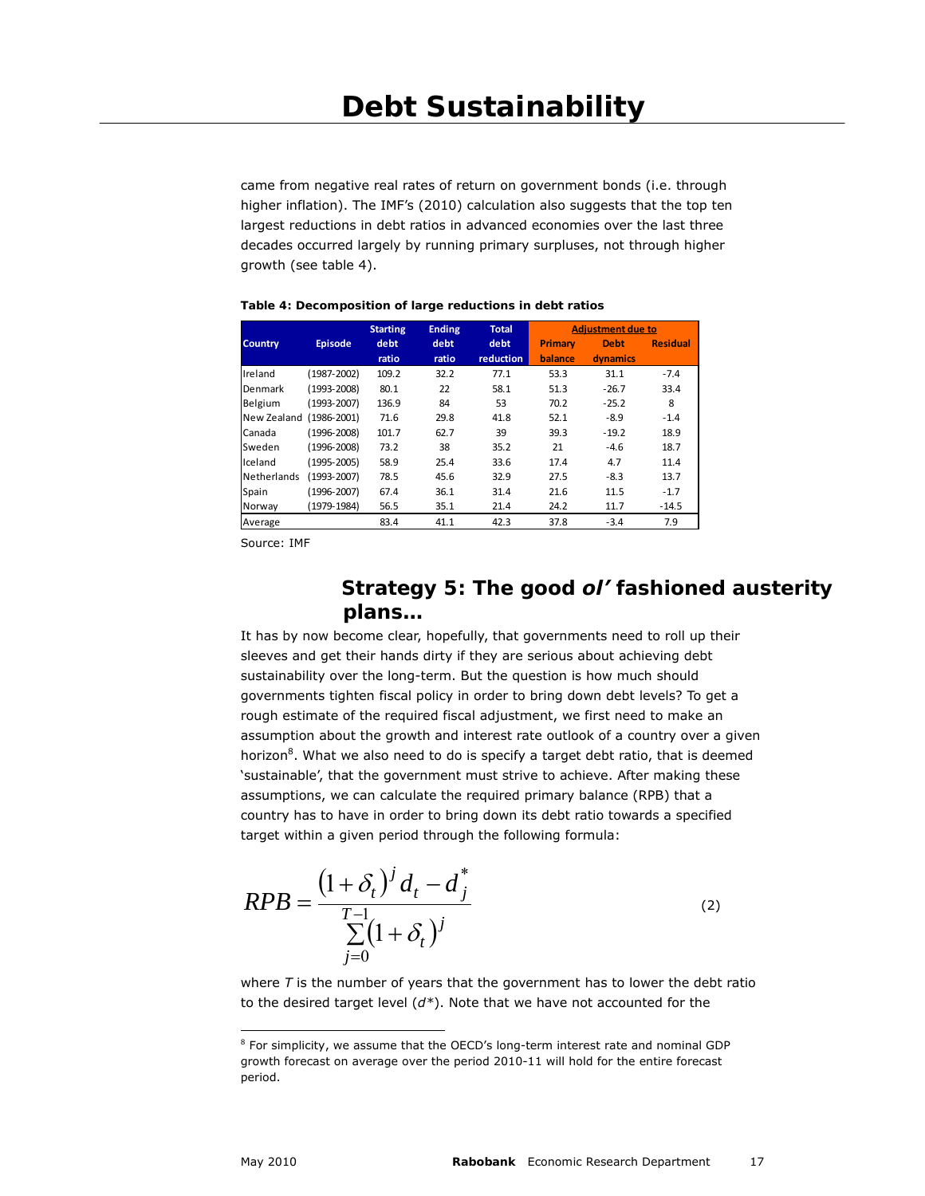came from negative real rates of return on government bonds (i.e. through higher inflation). The IMF's (2010) calculation also suggests that the top ten largest reductions in debt ratios in advanced economies over the last three decades occurred largely by running primary surpluses, not through higher growth (see table 4).

**Table 4: Decomposition of large reductions in debt ratios**

| Country | Episode | Starting debt ratio | Ending debt ratio | Total debt reduction | Adjustment due to | | |
|---|---|---|---|---|---|---|---|
| | | | | | Primary balance | Debt dynamics | Residual |
| Ireland | (1987-2002) | 109.2 | 32.2 | 77.1 | 53.3 | 31.1 | -7.4 |
| Denmark | (1993-2008) | 80.1 | 22 | 58.1 | 51.3 | -26.7 | 33.4 |
| Belgium | (1993-2007) | 136.9 | 84 | 53 | 70.2 | -25.2 | 8 |
| New Zealand | (1986-2001) | 71.6 | 29.8 | 41.8 | 52.1 | -8.9 | -1.4 |
| Canada | (1996-2008) | 101.7 | 62.7 | 39 | 39.3 | -19.2 | 18.9 |
| Sweden | (1996-2008) | 73.2 | 38 | 35.2 | 21 | -4.6 | 18.7 |
| Iceland | (1995-2005) | 58.9 | 25.4 | 33.6 | 17.4 | 4.7 | 11.4 |
| Netherlands | (1993-2007) | 78.5 | 45.6 | 32.9 | 27.5 | -8.3 | 13.7 |
| Spain | (1996-2007) | 67.4 | 36.1 | 31.4 | 21.6 | 11.5 | -1.7 |
| Norway | (1979-1984) | 56.5 | 35.1 | 21.4 | 24.2 | 11.7 | -14.5 |
| Average | | 83.4 | 41.1 | 42.3 | 37.8 | -3.4 | 7.9 |

Source: IMF

## Strategy 5: The good *ol'* fashioned austerity plans…

It has by now become clear, hopefully, that governments need to roll up their sleeves and get their hands dirty if they are serious about achieving debt sustainability over the long-term. But the question is how much should governments tighten fiscal policy in order to bring down debt levels? To get a rough estimate of the required fiscal adjustment, we first need to make an assumption about the growth and interest rate outlook of a country over a given horizon[8]. What we also need to do is specify a target debt ratio, that is deemed 'sustainable', that the government must strive to achieve. After making these assumptions, we can calculate the required primary balance (RPB) that a country has to have in order to bring down its debt ratio towards a specified target within a given period through the following formula:

$$RPB = \frac{(1+\delta_t)^j d_t - d_j^*}{\sum_{j=0}^{T-1}(1+\delta_t)^j} \qquad (2)$$

where $T$ is the number of years that the government has to lower the debt ratio to the desired target level ($d^*$). Note that we have not accounted for the

[8] For simplicity, we assume that the OECD's long-term interest rate and nominal GDP growth forecast on average over the period 2010-11 will hold for the entire forecast period.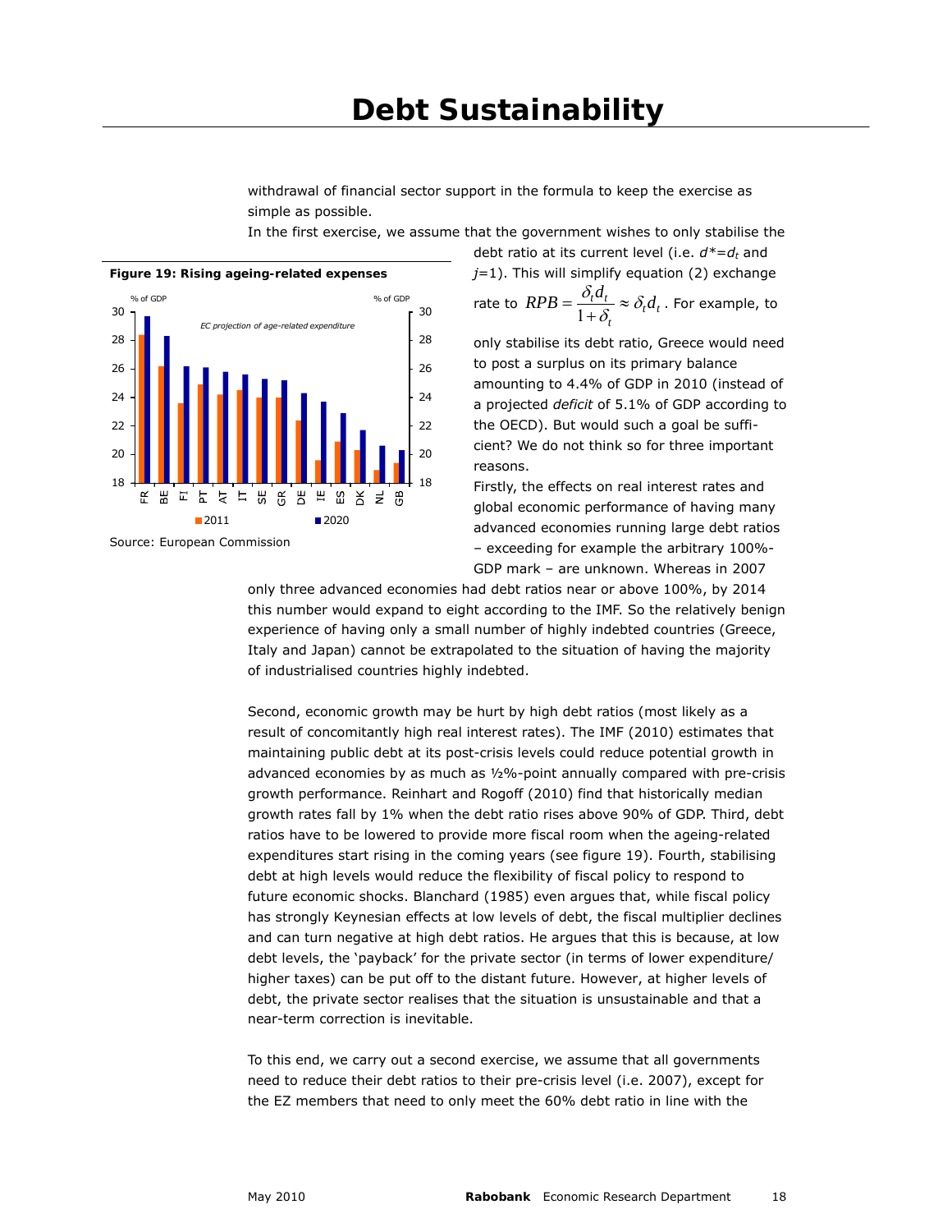withdrawal of financial sector support in the formula to keep the exercise as simple as possible.

In the first exercise, we assume that the government wishes to only stabilise the debt ratio at its current level (i.e. $d^*=d_t$ and $j=1$). This will simplify equation (2) exchange rate to $RPB = \frac{\delta_t d_t}{1+\delta_t} \approx \delta_t d_t$. For example, to only stabilise its debt ratio, Greece would need to post a surplus on its primary balance amounting to 4.4% of GDP in 2010 (instead of a projected *deficit* of 5.1% of GDP according to the OECD). But would such a goal be sufficient? We do not think so for three important reasons.

**Figure 19: Rising ageing-related expenses**

Source: European Commission

Firstly, the effects on real interest rates and global economic performance of having many advanced economies running large debt ratios – exceeding for example the arbitrary 100%-GDP mark – are unknown. Whereas in 2007 only three advanced economies had debt ratios near or above 100%, by 2014 this number would expand to eight according to the IMF. So the relatively benign experience of having only a small number of highly indebted countries (Greece, Italy and Japan) cannot be extrapolated to the situation of having the majority of industrialised countries highly indebted.

Second, economic growth may be hurt by high debt ratios (most likely as a result of concomitantly high real interest rates). The IMF (2010) estimates that maintaining public debt at its post-crisis levels could reduce potential growth in advanced economies by as much as ½%-point annually compared with pre-crisis growth performance. Reinhart and Rogoff (2010) find that historically median growth rates fall by 1% when the debt ratio rises above 90% of GDP. Third, debt ratios have to be lowered to provide more fiscal room when the ageing-related expenditures start rising in the coming years (see figure 19). Fourth, stabilising debt at high levels would reduce the flexibility of fiscal policy to respond to future economic shocks. Blanchard (1985) even argues that, while fiscal policy has strongly Keynesian effects at low levels of debt, the fiscal multiplier declines and can turn negative at high debt ratios. He argues that this is because, at low debt levels, the 'payback' for the private sector (in terms of lower expenditure/ higher taxes) can be put off to the distant future. However, at higher levels of debt, the private sector realises that the situation is unsustainable and that a near-term correction is inevitable.

To this end, we carry out a second exercise, we assume that all governments need to reduce their debt ratios to their pre-crisis level (i.e. 2007), except for the EZ members that need to only meet the 60% debt ratio in line with the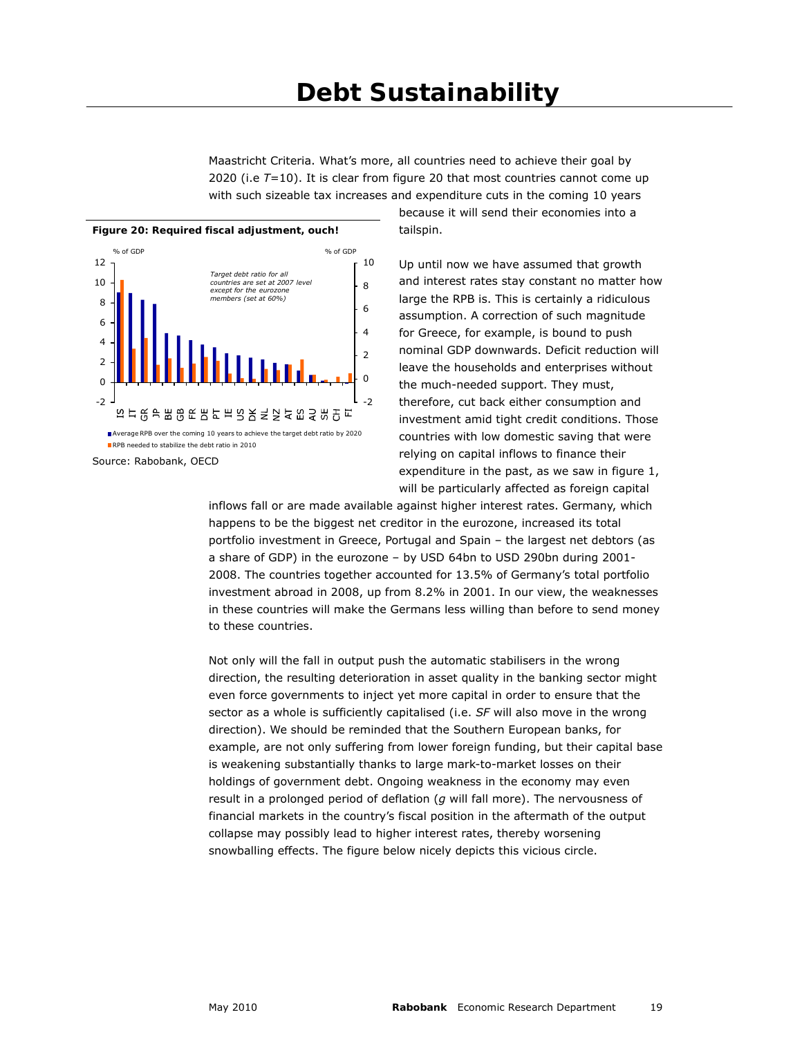# Debt Sustainability

Maastricht Criteria. What's more, all countries need to achieve their goal by 2020 (i.e $T$=10). It is clear from figure 20 that most countries cannot come up with such sizeable tax increases and expenditure cuts in the coming 10 years because it will send their economies into a tailspin.

**Figure 20: Required fiscal adjustment, ouch!**

Source: Rabobank, OECD

Up until now we have assumed that growth and interest rates stay constant no matter how large the RPB is. This is certainly a ridiculous assumption. A correction of such magnitude for Greece, for example, is bound to push nominal GDP downwards. Deficit reduction will leave the households and enterprises without the much-needed support. They must, therefore, cut back either consumption and investment amid tight credit conditions. Those countries with low domestic saving that were relying on capital inflows to finance their expenditure in the past, as we saw in figure 1, will be particularly affected as foreign capital inflows fall or are made available against higher interest rates. Germany, which happens to be the biggest net creditor in the eurozone, increased its total portfolio investment in Greece, Portugal and Spain – the largest net debtors (as a share of GDP) in the eurozone – by USD 64bn to USD 290bn during 2001-2008. The countries together accounted for 13.5% of Germany's total portfolio investment abroad in 2008, up from 8.2% in 2001. In our view, the weaknesses in these countries will make the Germans less willing than before to send money to these countries.

Not only will the fall in output push the automatic stabilisers in the wrong direction, the resulting deterioration in asset quality in the banking sector might even force governments to inject yet more capital in order to ensure that the sector as a whole is sufficiently capitalised (i.e. $SF$ will also move in the wrong direction). We should be reminded that the Southern European banks, for example, are not only suffering from lower foreign funding, but their capital base is weakening substantially thanks to large mark-to-market losses on their holdings of government debt. Ongoing weakness in the economy may even result in a prolonged period of deflation ($g$ will fall more). The nervousness of financial markets in the country's fiscal position in the aftermath of the output collapse may possibly lead to higher interest rates, thereby worsening snowballing effects. The figure below nicely depicts this vicious circle.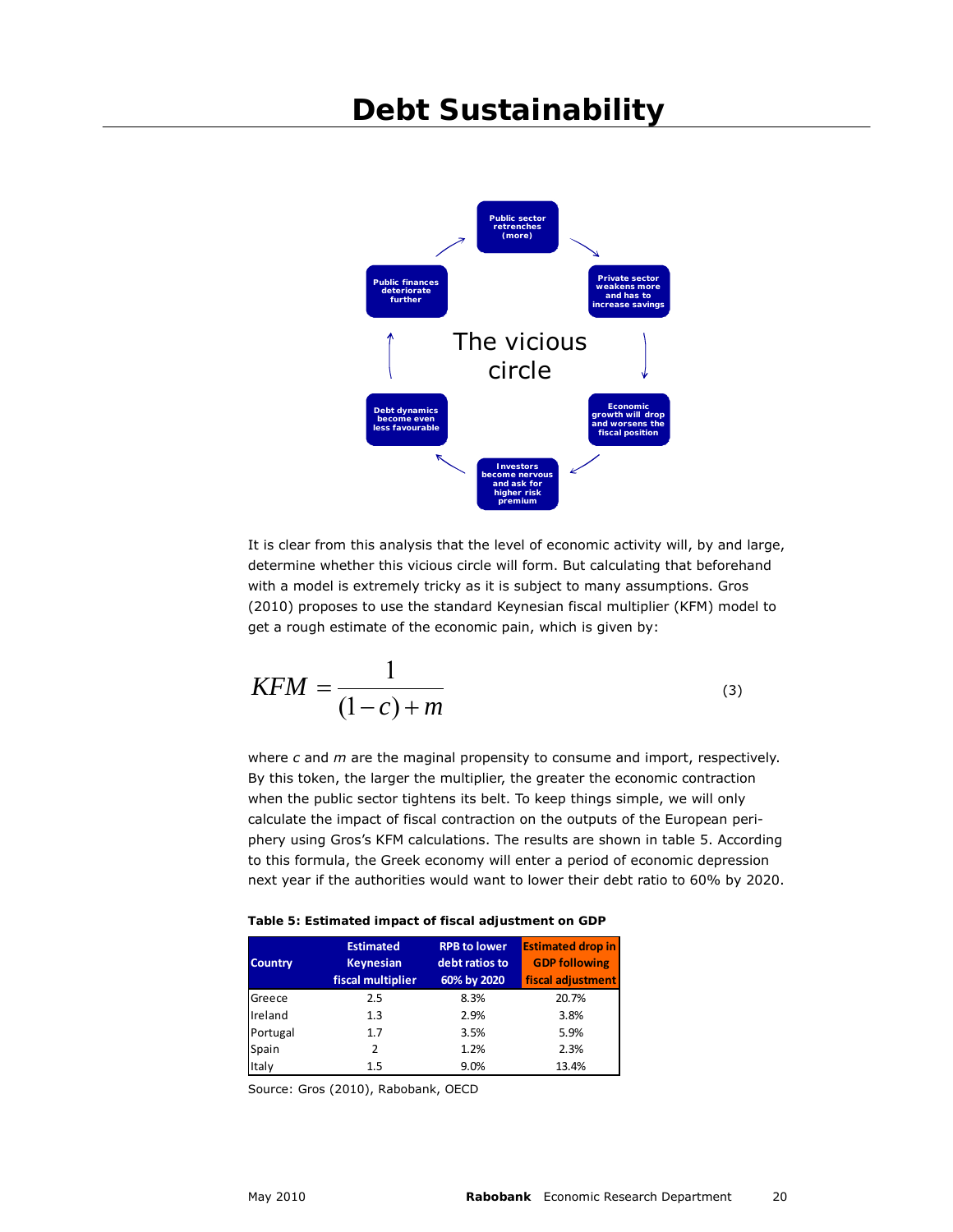# Debt Sustainability

The vicious circle

Public sector retrenches (more) → Private sector weakens more and has to increase savings → Economic growth will drop and worsens the fiscal position → Investors become nervous and ask for higher risk premium → Debt dynamics become even less favourable → Public finances deteriorate further → Public sector retrenches (more)

It is clear from this analysis that the level of economic activity will, by and large, determine whether this vicious circle will form. But calculating that beforehand with a model is extremely tricky as it is subject to many assumptions. Gros (2010) proposes to use the standard Keynesian fiscal multiplier (KFM) model to get a rough estimate of the economic pain, which is given by:

$$KFM = \frac{1}{(1-c)+m} \tag{3}$$

where $c$ and $m$ are the maginal propensity to consume and import, respectively. By this token, the larger the multiplier, the greater the economic contraction when the public sector tightens its belt. To keep things simple, we will only calculate the impact of fiscal contraction on the outputs of the European periphery using Gros's KFM calculations. The results are shown in table 5. According to this formula, the Greek economy will enter a period of economic depression next year if the authorities would want to lower their debt ratio to 60% by 2020.

**Table 5: Estimated impact of fiscal adjustment on GDP**

| Country | Estimated Keynesian fiscal multiplier | RPB to lower debt ratios to 60% by 2020 | Estimated drop in GDP following fiscal adjustment |
|---|---|---|---|
| Greece | 2.5 | 8.3% | 20.7% |
| Ireland | 1.3 | 2.9% | 3.8% |
| Portugal | 1.7 | 3.5% | 5.9% |
| Spain | 2 | 1.2% | 2.3% |
| Italy | 1.5 | 9.0% | 13.4% |

Source: Gros (2010), Rabobank, OECD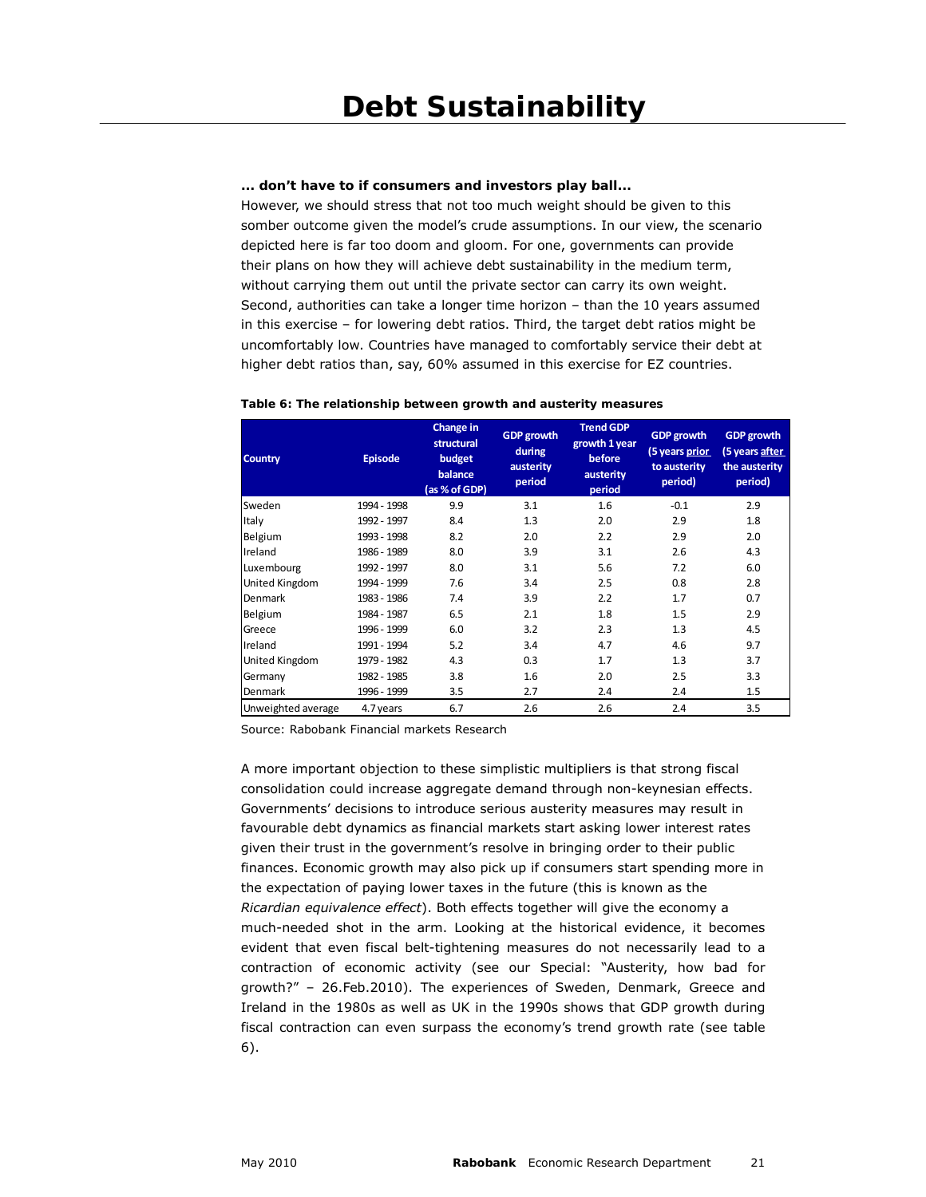**... don't have to if consumers and investors play ball...**

However, we should stress that not too much weight should be given to this somber outcome given the model's crude assumptions. In our view, the scenario depicted here is far too doom and gloom. For one, governments can provide their plans on how they will achieve debt sustainability in the medium term, without carrying them out until the private sector can carry its own weight. Second, authorities can take a longer time horizon – than the 10 years assumed in this exercise – for lowering debt ratios. Third, the target debt ratios might be uncomfortably low. Countries have managed to comfortably service their debt at higher debt ratios than, say, 60% assumed in this exercise for EZ countries.

**Table 6: The relationship between growth and austerity measures**

| Country | Episode | Change in structural budget balance (as % of GDP) | GDP growth during austerity period | Trend GDP growth 1 year before austerity period | GDP growth (5 years prior to austerity period) | GDP growth (5 years after the austerity period) |
|---|---|---|---|---|---|---|
| Sweden | 1994 - 1998 | 9.9 | 3.1 | 1.6 | -0.1 | 2.9 |
| Italy | 1992 - 1997 | 8.4 | 1.3 | 2.0 | 2.9 | 1.8 |
| Belgium | 1993 - 1998 | 8.2 | 2.0 | 2.2 | 2.9 | 2.0 |
| Ireland | 1986 - 1989 | 8.0 | 3.9 | 3.1 | 2.6 | 4.3 |
| Luxembourg | 1992 - 1997 | 8.0 | 3.1 | 5.6 | 7.2 | 6.0 |
| United Kingdom | 1994 - 1999 | 7.6 | 3.4 | 2.5 | 0.8 | 2.8 |
| Denmark | 1983 - 1986 | 7.4 | 3.9 | 2.2 | 1.7 | 0.7 |
| Belgium | 1984 - 1987 | 6.5 | 2.1 | 1.8 | 1.5 | 2.9 |
| Greece | 1996 - 1999 | 6.0 | 3.2 | 2.3 | 1.3 | 4.5 |
| Ireland | 1991 - 1994 | 5.2 | 3.4 | 4.7 | 4.6 | 9.7 |
| United Kingdom | 1979 - 1982 | 4.3 | 0.3 | 1.7 | 1.3 | 3.7 |
| Germany | 1982 - 1985 | 3.8 | 1.6 | 2.0 | 2.5 | 3.3 |
| Denmark | 1996 - 1999 | 3.5 | 2.7 | 2.4 | 2.4 | 1.5 |
| Unweighted average | 4.7 years | 6.7 | 2.6 | 2.6 | 2.4 | 3.5 |

Source: Rabobank Financial markets Research

A more important objection to these simplistic multipliers is that strong fiscal consolidation could increase aggregate demand through non-keynesian effects. Governments' decisions to introduce serious austerity measures may result in favourable debt dynamics as financial markets start asking lower interest rates given their trust in the government's resolve in bringing order to their public finances. Economic growth may also pick up if consumers start spending more in the expectation of paying lower taxes in the future (this is known as the *Ricardian equivalence effect*). Both effects together will give the economy a much-needed shot in the arm. Looking at the historical evidence, it becomes evident that even fiscal belt-tightening measures do not necessarily lead to a contraction of economic activity (see our Special: "Austerity, how bad for growth?" – 26.Feb.2010). The experiences of Sweden, Denmark, Greece and Ireland in the 1980s as well as UK in the 1990s shows that GDP growth during fiscal contraction can even surpass the economy's trend growth rate (see table 6).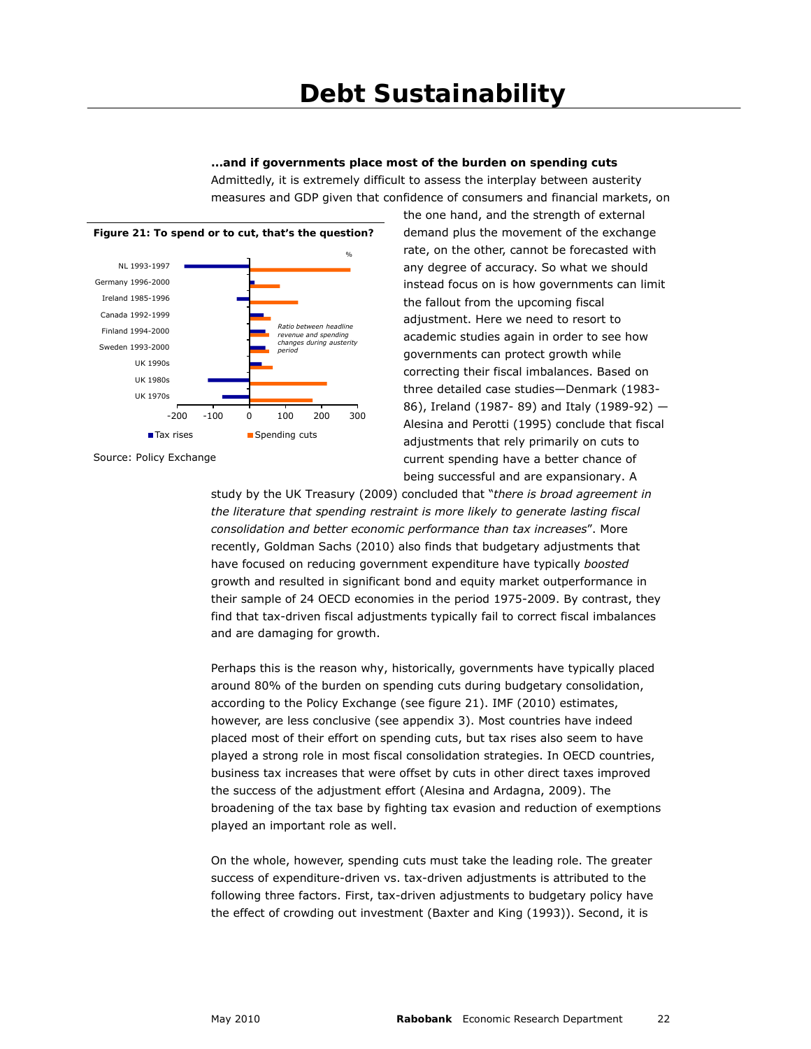# Debt Sustainability

**...and if governments place most of the burden on spending cuts**

Admittedly, it is extremely difficult to assess the interplay between austerity measures and GDP given that confidence of consumers and financial markets, on the one hand, and the strength of external demand plus the movement of the exchange rate, on the other, cannot be forecasted with any degree of accuracy. So what we should instead focus on is how governments can limit the fallout from the upcoming fiscal adjustment. Here we need to resort to academic studies again in order to see how governments can protect growth while correcting their fiscal imbalances. Based on three detailed case studies—Denmark (1983-86), Ireland (1987- 89) and Italy (1989-92) —Alesina and Perotti (1995) conclude that fiscal adjustments that rely primarily on cuts to current spending have a better chance of being successful and are expansionary. A study by the UK Treasury (2009) concluded that "*there is broad agreement in the literature that spending restraint is more likely to generate lasting fiscal consolidation and better economic performance than tax increases*". More recently, Goldman Sachs (2010) also finds that budgetary adjustments that have focused on reducing government expenditure have typically *boosted* growth and resulted in significant bond and equity market outperformance in their sample of 24 OECD economies in the period 1975-2009. By contrast, they find that tax-driven fiscal adjustments typically fail to correct fiscal imbalances and are damaging for growth.

**Figure 21: To spend or to cut, that's the question?**

Source: Policy Exchange

Perhaps this is the reason why, historically, governments have typically placed around 80% of the burden on spending cuts during budgetary consolidation, according to the Policy Exchange (see figure 21). IMF (2010) estimates, however, are less conclusive (see appendix 3). Most countries have indeed placed most of their effort on spending cuts, but tax rises also seem to have played a strong role in most fiscal consolidation strategies. In OECD countries, business tax increases that were offset by cuts in other direct taxes improved the success of the adjustment effort (Alesina and Ardagna, 2009). The broadening of the tax base by fighting tax evasion and reduction of exemptions played an important role as well.

On the whole, however, spending cuts must take the leading role. The greater success of expenditure-driven vs. tax-driven adjustments is attributed to the following three factors. First, tax-driven adjustments to budgetary policy have the effect of crowding out investment (Baxter and King (1993)). Second, it is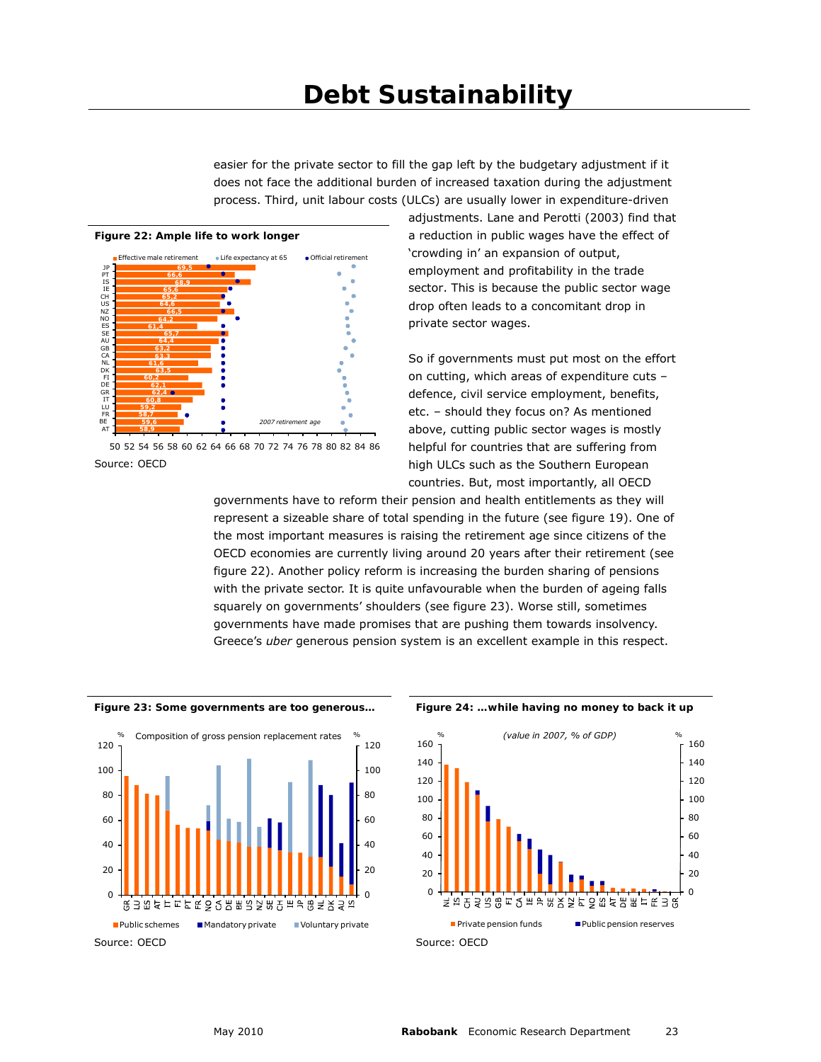easier for the private sector to fill the gap left by the budgetary adjustment if it does not face the additional burden of increased taxation during the adjustment process. Third, unit labour costs (ULCs) are usually lower in expenditure-driven adjustments. Lane and Perotti (2003) find that a reduction in public wages have the effect of 'crowding in' an expansion of output, employment and profitability in the trade sector. This is because the public sector wage drop often leads to a concomitant drop in private sector wages.

**Figure 22: Ample life to work longer**

Source: OECD

So if governments must put most on the effort on cutting, which areas of expenditure cuts – defence, civil service employment, benefits, etc. – should they focus on? As mentioned above, cutting public sector wages is mostly helpful for countries that are suffering from high ULCs such as the Southern European countries. But, most importantly, all OECD governments have to reform their pension and health entitlements as they will represent a sizeable share of total spending in the future (see figure 19). One of the most important measures is raising the retirement age since citizens of the OECD economies are currently living around 20 years after their retirement (see figure 22). Another policy reform is increasing the burden sharing of pensions with the private sector. It is quite unfavourable when the burden of ageing falls squarely on governments' shoulders (see figure 23). Worse still, sometimes governments have made promises that are pushing them towards insolvency. Greece's *uber* generous pension system is an excellent example in this respect.

**Figure 23: Some governments are too generous…**

Source: OECD

**Figure 24: …while having no money to back it up**

Source: OECD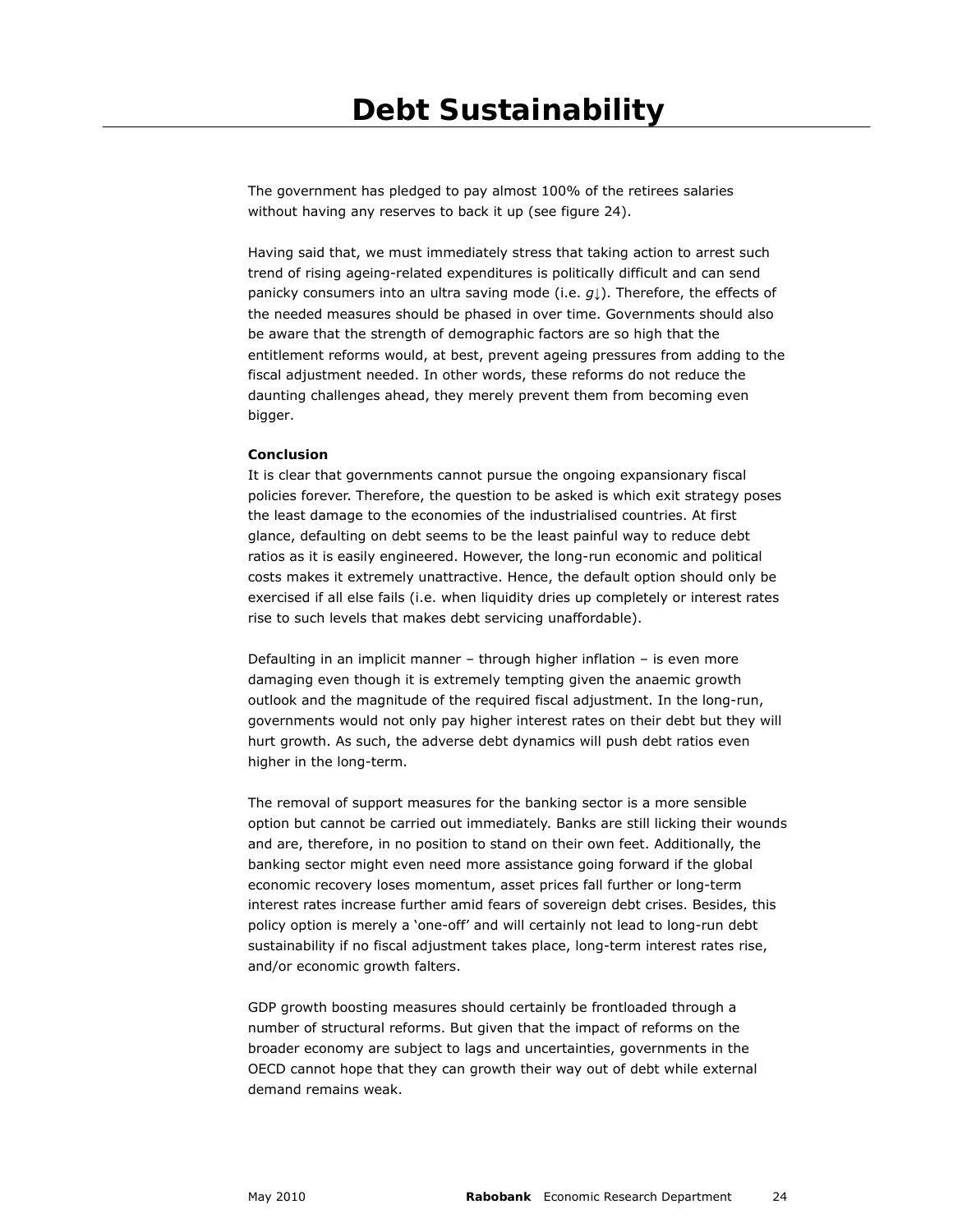# Debt Sustainability

The government has pledged to pay almost 100% of the retirees salaries without having any reserves to back it up (see figure 24).

Having said that, we must immediately stress that taking action to arrest such trend of rising ageing-related expenditures is politically difficult and can send panicky consumers into an ultra saving mode (i.e. $g\downarrow$). Therefore, the effects of the needed measures should be phased in over time. Governments should also be aware that the strength of demographic factors are so high that the entitlement reforms would, at best, prevent ageing pressures from adding to the fiscal adjustment needed. In other words, these reforms do not reduce the daunting challenges ahead, they merely prevent them from becoming even bigger.

**Conclusion**

It is clear that governments cannot pursue the ongoing expansionary fiscal policies forever. Therefore, the question to be asked is which exit strategy poses the least damage to the economies of the industrialised countries. At first glance, defaulting on debt seems to be the least painful way to reduce debt ratios as it is easily engineered. However, the long-run economic and political costs makes it extremely unattractive. Hence, the default option should only be exercised if all else fails (i.e. when liquidity dries up completely or interest rates rise to such levels that makes debt servicing unaffordable).

Defaulting in an implicit manner – through higher inflation – is even more damaging even though it is extremely tempting given the anaemic growth outlook and the magnitude of the required fiscal adjustment. In the long-run, governments would not only pay higher interest rates on their debt but they will hurt growth. As such, the adverse debt dynamics will push debt ratios even higher in the long-term.

The removal of support measures for the banking sector is a more sensible option but cannot be carried out immediately. Banks are still licking their wounds and are, therefore, in no position to stand on their own feet. Additionally, the banking sector might even need more assistance going forward if the global economic recovery loses momentum, asset prices fall further or long-term interest rates increase further amid fears of sovereign debt crises. Besides, this policy option is merely a 'one-off' and will certainly not lead to long-run debt sustainability if no fiscal adjustment takes place, long-term interest rates rise, and/or economic growth falters.

GDP growth boosting measures should certainly be frontloaded through a number of structural reforms. But given that the impact of reforms on the broader economy are subject to lags and uncertainties, governments in the OECD cannot hope that they can growth their way out of debt while external demand remains weak.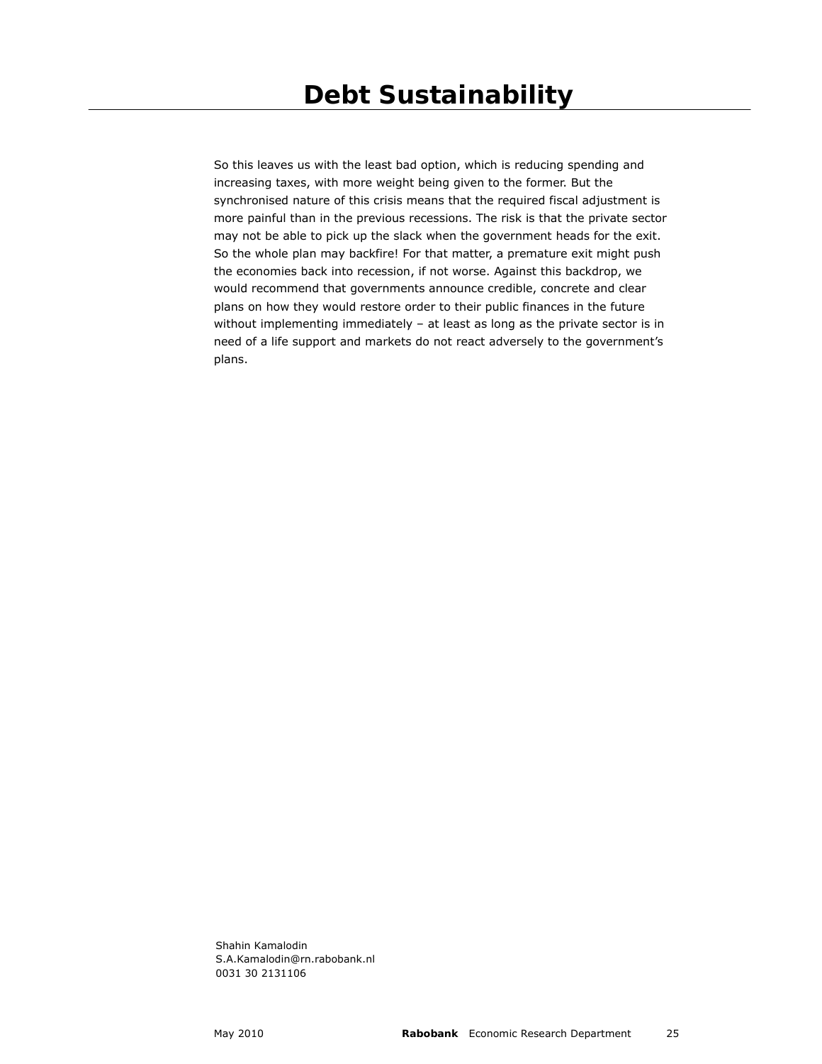# Debt Sustainability

So this leaves us with the least bad option, which is reducing spending and increasing taxes, with more weight being given to the former. But the synchronised nature of this crisis means that the required fiscal adjustment is more painful than in the previous recessions. The risk is that the private sector may not be able to pick up the slack when the government heads for the exit. So the whole plan may backfire! For that matter, a premature exit might push the economies back into recession, if not worse. Against this backdrop, we would recommend that governments announce credible, concrete and clear plans on how they would restore order to their public finances in the future without implementing immediately – at least as long as the private sector is in need of a life support and markets do not react adversely to the government's plans.

Shahin Kamalodin
S.A.Kamalodin@rn.rabobank.nl
0031 30 2131106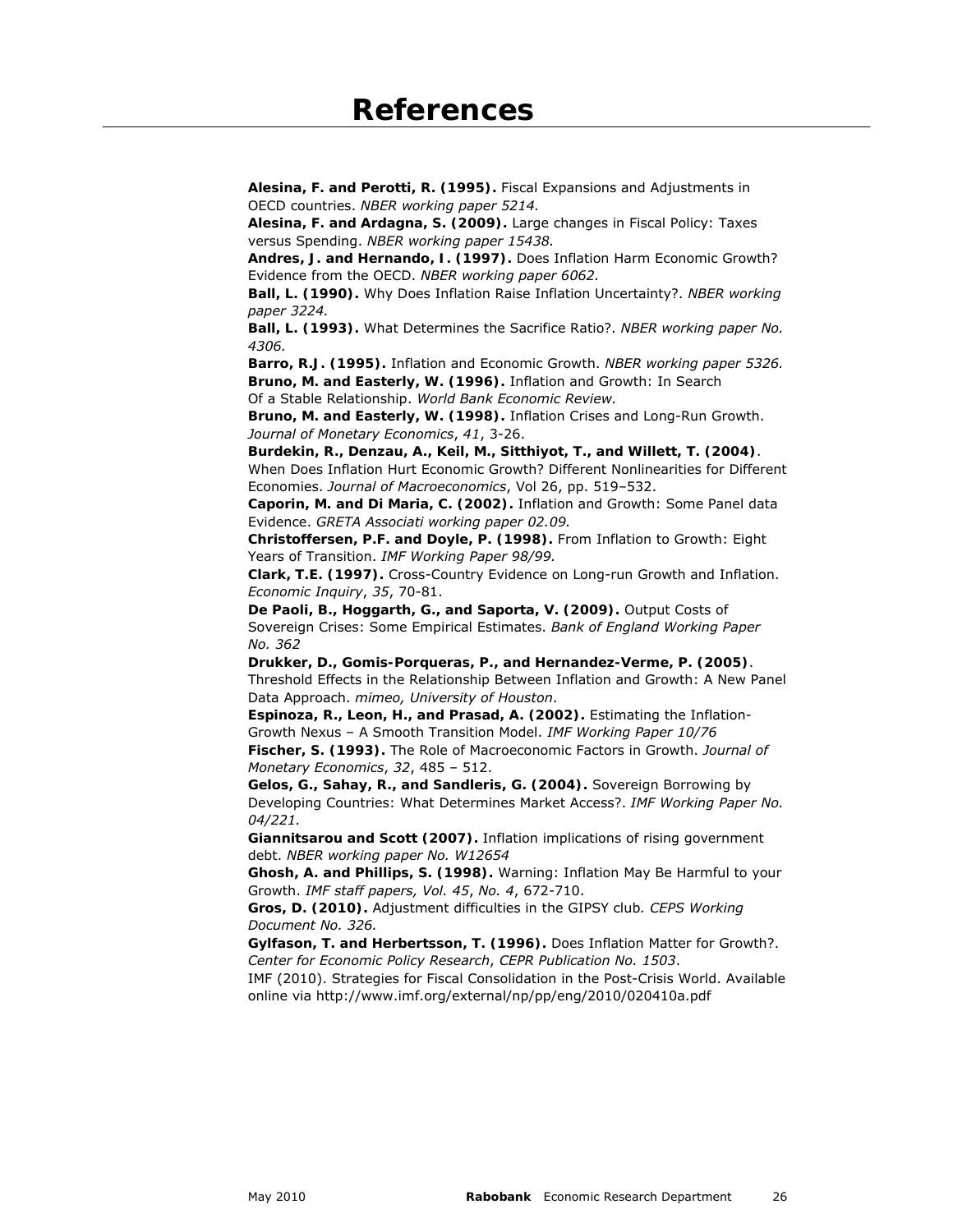# References

**Alesina, F. and Perotti, R. (1995).** Fiscal Expansions and Adjustments in OECD countries. *NBER working paper 5214.*

**Alesina, F. and Ardagna, S. (2009).** Large changes in Fiscal Policy: Taxes versus Spending. *NBER working paper 15438.*

**Andres, J. and Hernando, I. (1997).** Does Inflation Harm Economic Growth? Evidence from the OECD. *NBER working paper 6062.*

**Ball, L. (1990).** Why Does Inflation Raise Inflation Uncertainty?. *NBER working paper 3224.*

**Ball, L. (1993).** What Determines the Sacrifice Ratio?. *NBER working paper No. 4306.*

**Barro, R.J. (1995).** Inflation and Economic Growth. *NBER working paper 5326.*

**Bruno, M. and Easterly, W. (1996).** Inflation and Growth: In Search Of a Stable Relationship. *World Bank Economic Review.*

**Bruno, M. and Easterly, W. (1998).** Inflation Crises and Long-Run Growth. *Journal of Monetary Economics*, *41*, 3-26.

**Burdekin, R., Denzau, A., Keil, M., Sitthiyot, T., and Willett, T. (2004)**. When Does Inflation Hurt Economic Growth? Different Nonlinearities for Different Economies. *Journal of Macroeconomics*, Vol 26, pp. 519–532.

**Caporin, M. and Di Maria, C. (2002).** Inflation and Growth: Some Panel data Evidence. *GRETA Associati working paper 02.09.*

**Christoffersen, P.F. and Doyle, P. (1998).** From Inflation to Growth: Eight Years of Transition. *IMF Working Paper 98/99.*

**Clark, T.E. (1997).** Cross-Country Evidence on Long-run Growth and Inflation. *Economic Inquiry*, *35*, 70-81.

**De Paoli, B., Hoggarth, G., and Saporta, V. (2009).** Output Costs of Sovereign Crises: Some Empirical Estimates. *Bank of England Working Paper No. 362*

**Drukker, D., Gomis-Porqueras, P., and Hernandez-Verme, P. (2005)**. Threshold Effects in the Relationship Between Inflation and Growth: A New Panel Data Approach. *mimeo, University of Houston*.

**Espinoza, R., Leon, H., and Prasad, A. (2002).** Estimating the Inflation-Growth Nexus – A Smooth Transition Model. *IMF Working Paper 10/76*

**Fischer, S. (1993).** The Role of Macroeconomic Factors in Growth. *Journal of Monetary Economics*, *32*, 485 – 512.

**Gelos, G., Sahay, R., and Sandleris, G. (2004).** Sovereign Borrowing by Developing Countries: What Determines Market Access?. *IMF Working Paper No. 04/221.*

**Giannitsarou and Scott (2007).** Inflation implications of rising government debt. *NBER working paper No. W12654*

**Ghosh, A. and Phillips, S. (1998).** Warning: Inflation May Be Harmful to your Growth. *IMF staff papers, Vol. 45*, *No. 4*, 672-710.

**Gros, D. (2010).** Adjustment difficulties in the GIPSY club*. CEPS Working Document No. 326.*

**Gylfason, T. and Herbertsson, T. (1996).** Does Inflation Matter for Growth?. *Center for Economic Policy Research*, *CEPR Publication No. 1503*.

IMF (2010). Strategies for Fiscal Consolidation in the Post-Crisis World. Available online via http://www.imf.org/external/np/pp/eng/2010/020410a.pdf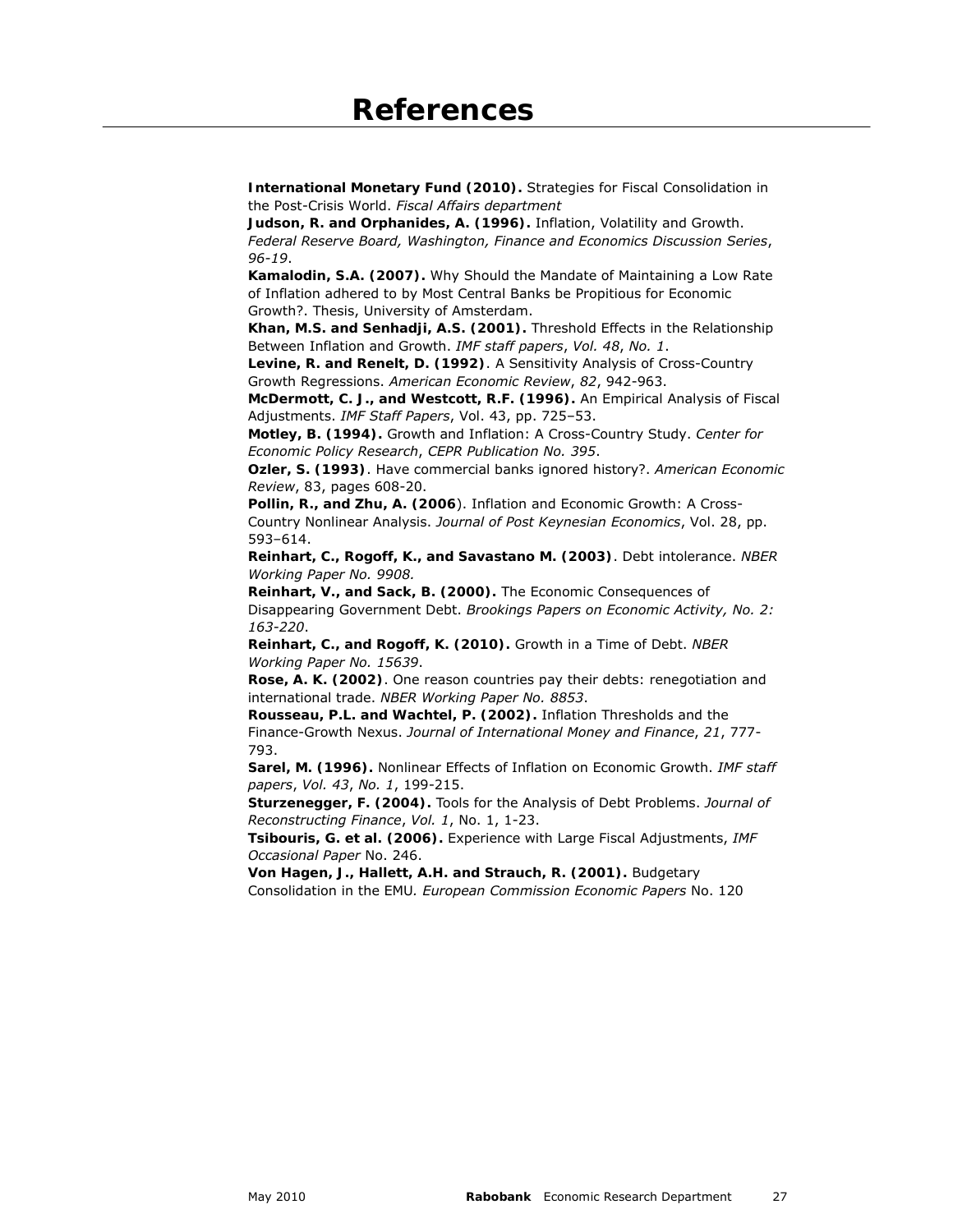# References

**International Monetary Fund (2010).** Strategies for Fiscal Consolidation in the Post-Crisis World. *Fiscal Affairs department*

**Judson, R. and Orphanides, A. (1996).** Inflation, Volatility and Growth. *Federal Reserve Board, Washington, Finance and Economics Discussion Series*, *96-19*.

**Kamalodin, S.A. (2007).** Why Should the Mandate of Maintaining a Low Rate of Inflation adhered to by Most Central Banks be Propitious for Economic Growth?. Thesis, University of Amsterdam.

**Khan, M.S. and Senhadji, A.S. (2001).** Threshold Effects in the Relationship Between Inflation and Growth. *IMF staff papers*, *Vol. 48*, *No. 1*.

**Levine, R. and Renelt, D. (1992)**. A Sensitivity Analysis of Cross-Country Growth Regressions. *American Economic Review*, *82*, 942-963.

**McDermott, C. J., and Westcott, R.F. (1996).** An Empirical Analysis of Fiscal Adjustments. *IMF Staff Papers*, Vol. 43, pp. 725–53.

**Motley, B. (1994).** Growth and Inflation: A Cross-Country Study. *Center for Economic Policy Research*, *CEPR Publication No. 395*.

**Ozler, S. (1993)**. Have commercial banks ignored history?. *American Economic Review*, 83, pages 608-20.

**Pollin, R., and Zhu, A. (2006**). Inflation and Economic Growth: A Cross-Country Nonlinear Analysis. *Journal of Post Keynesian Economics*, Vol. 28, pp. 593–614.

**Reinhart, C., Rogoff, K., and Savastano M. (2003)**. Debt intolerance. *NBER Working Paper No. 9908.*

**Reinhart, V., and Sack, B. (2000).** The Economic Consequences of Disappearing Government Debt. *Brookings Papers on Economic Activity, No. 2: 163-220*.

**Reinhart, C., and Rogoff, K. (2010).** Growth in a Time of Debt. *NBER Working Paper No. 15639*.

**Rose, A. K. (2002)**. One reason countries pay their debts: renegotiation and international trade. *NBER Working Paper No. 8853*.

**Rousseau, P.L. and Wachtel, P. (2002).** Inflation Thresholds and the Finance-Growth Nexus. *Journal of International Money and Finance*, *21*, 777-793.

**Sarel, M. (1996).** Nonlinear Effects of Inflation on Economic Growth. *IMF staff papers*, *Vol. 43*, *No. 1*, 199-215.

**Sturzenegger, F. (2004).** Tools for the Analysis of Debt Problems. *Journal of Reconstructing Finance*, *Vol. 1*, No. 1, 1-23.

**Tsibouris, G. et al. (2006).** Experience with Large Fiscal Adjustments, *IMF Occasional Paper* No. 246.

**Von Hagen, J., Hallett, A.H. and Strauch, R. (2001).** Budgetary Consolidation in the EMU. *European Commission Economic Papers* No. 120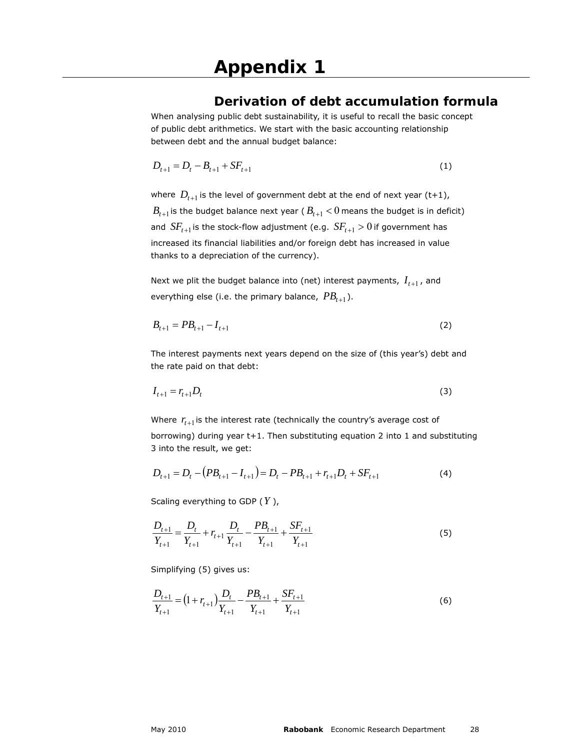# Appendix 1

## Derivation of debt accumulation formula

When analysing public debt sustainability, it is useful to recall the basic concept of public debt arithmetics. We start with the basic accounting relationship between debt and the annual budget balance:

$$D_{t+1} = D_t - B_{t+1} + SF_{t+1} \tag{1}$$

where $D_{t+1}$ is the level of government debt at the end of next year (t+1), $B_{t+1}$ is the budget balance next year ( $B_{t+1} < 0$ means the budget is in deficit) and $SF_{t+1}$ is the stock-flow adjustment (e.g. $SF_{t+1} > 0$ if government has increased its financial liabilities and/or foreign debt has increased in value thanks to a depreciation of the currency).

Next we plit the budget balance into (net) interest payments, $I_{t+1}$, and everything else (i.e. the primary balance, $PB_{t+1}$).

$$B_{t+1} = PB_{t+1} - I_{t+1} \tag{2}$$

The interest payments next years depend on the size of (this year's) debt and the rate paid on that debt:

$$I_{t+1} = r_{t+1} D_t \tag{3}$$

Where $r_{t+1}$ is the interest rate (technically the country's average cost of borrowing) during year t+1. Then substituting equation 2 into 1 and substituting 3 into the result, we get:

$$D_{t+1} = D_t - \left(PB_{t+1} - I_{t+1}\right) = D_t - PB_{t+1} + r_{t+1} D_t + SF_{t+1} \tag{4}$$

Scaling everything to GDP ( $Y$ ),

$$\frac{D_{t+1}}{Y_{t+1}} = \frac{D_t}{Y_{t+1}} + r_{t+1}\frac{D_t}{Y_{t+1}} - \frac{PB_{t+1}}{Y_{t+1}} + \frac{SF_{t+1}}{Y_{t+1}} \tag{5}$$

Simplifying (5) gives us:

$$\frac{D_{t+1}}{Y_{t+1}} = \left(1 + r_{t+1}\right)\frac{D_t}{Y_{t+1}} - \frac{PB_{t+1}}{Y_{t+1}} + \frac{SF_{t+1}}{Y_{t+1}} \tag{6}$$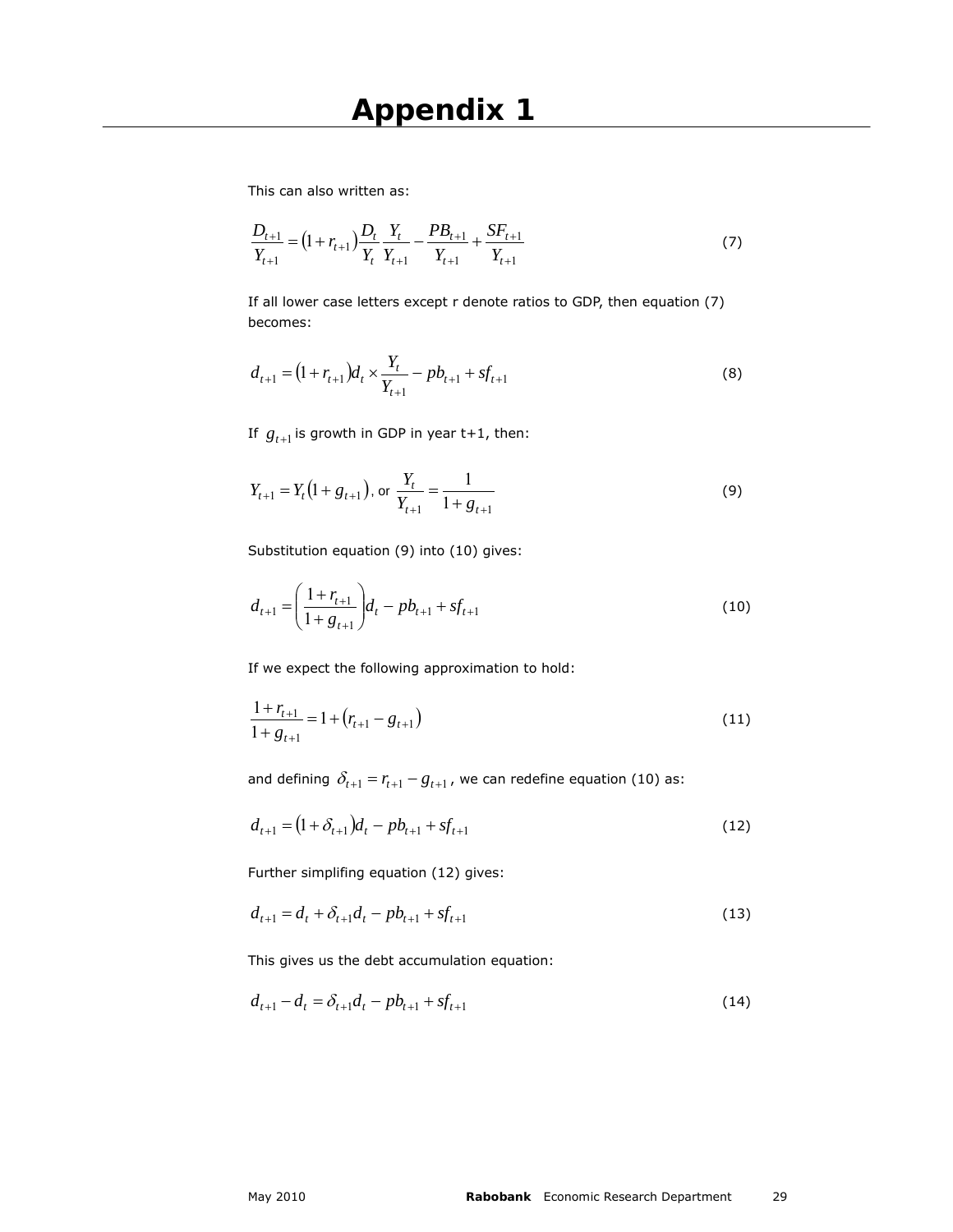# Appendix 1

This can also written as:

$$\frac{D_{t+1}}{Y_{t+1}} = (1 + r_{t+1}) \frac{D_t}{Y_t} \frac{Y_t}{Y_{t+1}} - \frac{PB_{t+1}}{Y_{t+1}} + \frac{SF_{t+1}}{Y_{t+1}} \tag{7}$$

If all lower case letters except r denote ratios to GDP, then equation (7) becomes:

$$d_{t+1} = (1 + r_{t+1}) d_t \times \frac{Y_t}{Y_{t+1}} - pb_{t+1} + sf_{t+1} \tag{8}$$

If $g_{t+1}$ is growth in GDP in year t+1, then:

$$Y_{t+1} = Y_t (1 + g_{t+1}), \text{ or } \frac{Y_t}{Y_{t+1}} = \frac{1}{1 + g_{t+1}} \tag{9}$$

Substitution equation (9) into (10) gives:

$$d_{t+1} = \left( \frac{1 + r_{t+1}}{1 + g_{t+1}} \right) d_t - pb_{t+1} + sf_{t+1} \tag{10}$$

If we expect the following approximation to hold:

$$\frac{1 + r_{t+1}}{1 + g_{t+1}} = 1 + (r_{t+1} - g_{t+1}) \tag{11}$$

and defining $\delta_{t+1} = r_{t+1} - g_{t+1}$, we can redefine equation (10) as:

$$d_{t+1} = (1 + \delta_{t+1}) d_t - pb_{t+1} + sf_{t+1} \tag{12}$$

Further simplifing equation (12) gives:

$$d_{t+1} = d_t + \delta_{t+1} d_t - pb_{t+1} + sf_{t+1} \tag{13}$$

This gives us the debt accumulation equation:

$$d_{t+1} - d_t = \delta_{t+1} d_t - pb_{t+1} + sf_{t+1} \tag{14}$$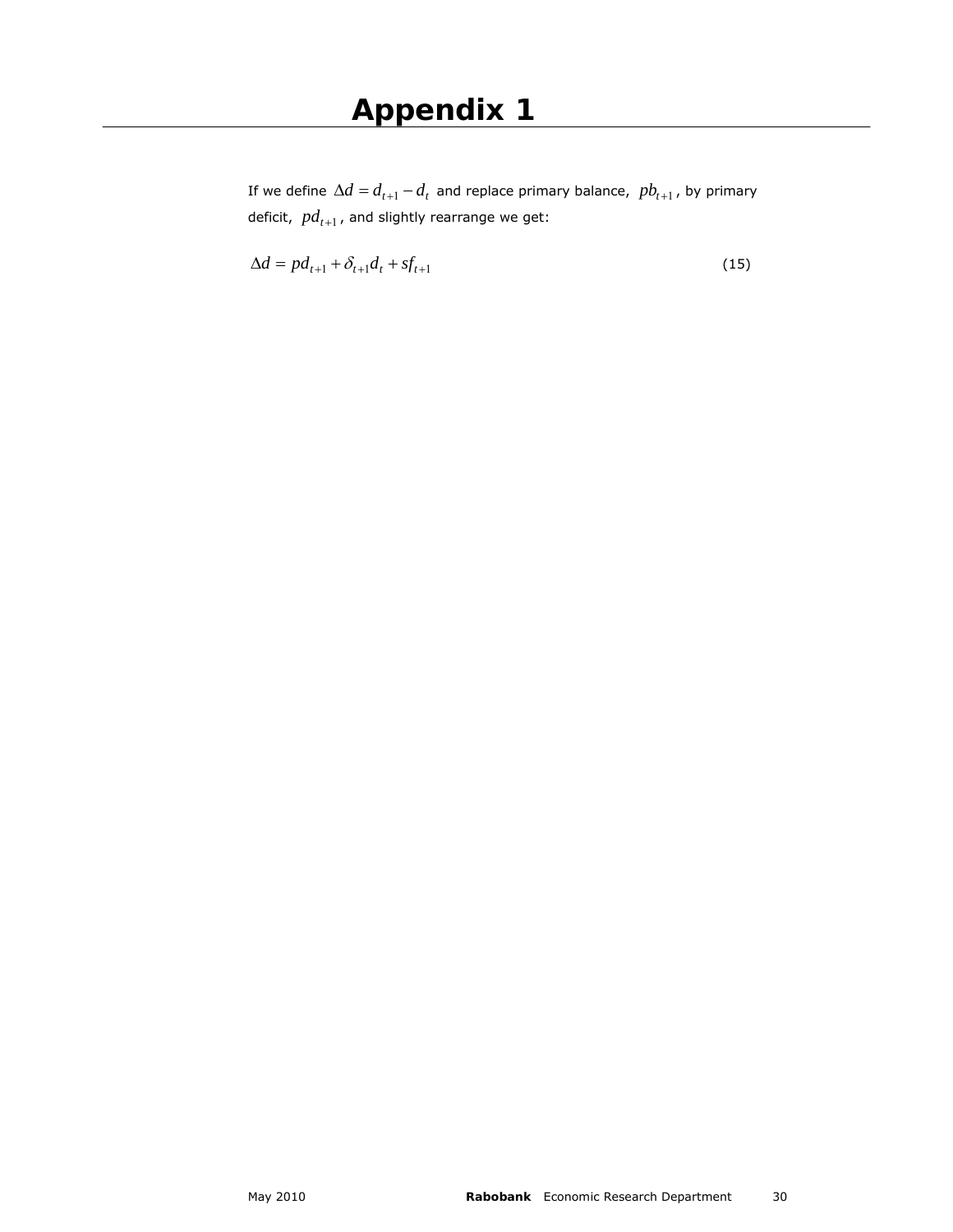# Appendix 1

If we define $\Delta d = d_{t+1} - d_t$ and replace primary balance, $pb_{t+1}$, by primary deficit, $pd_{t+1}$, and slightly rearrange we get:

$$\Delta d = pd_{t+1} + \delta_{t+1} d_t + sf_{t+1} \tag{15}$$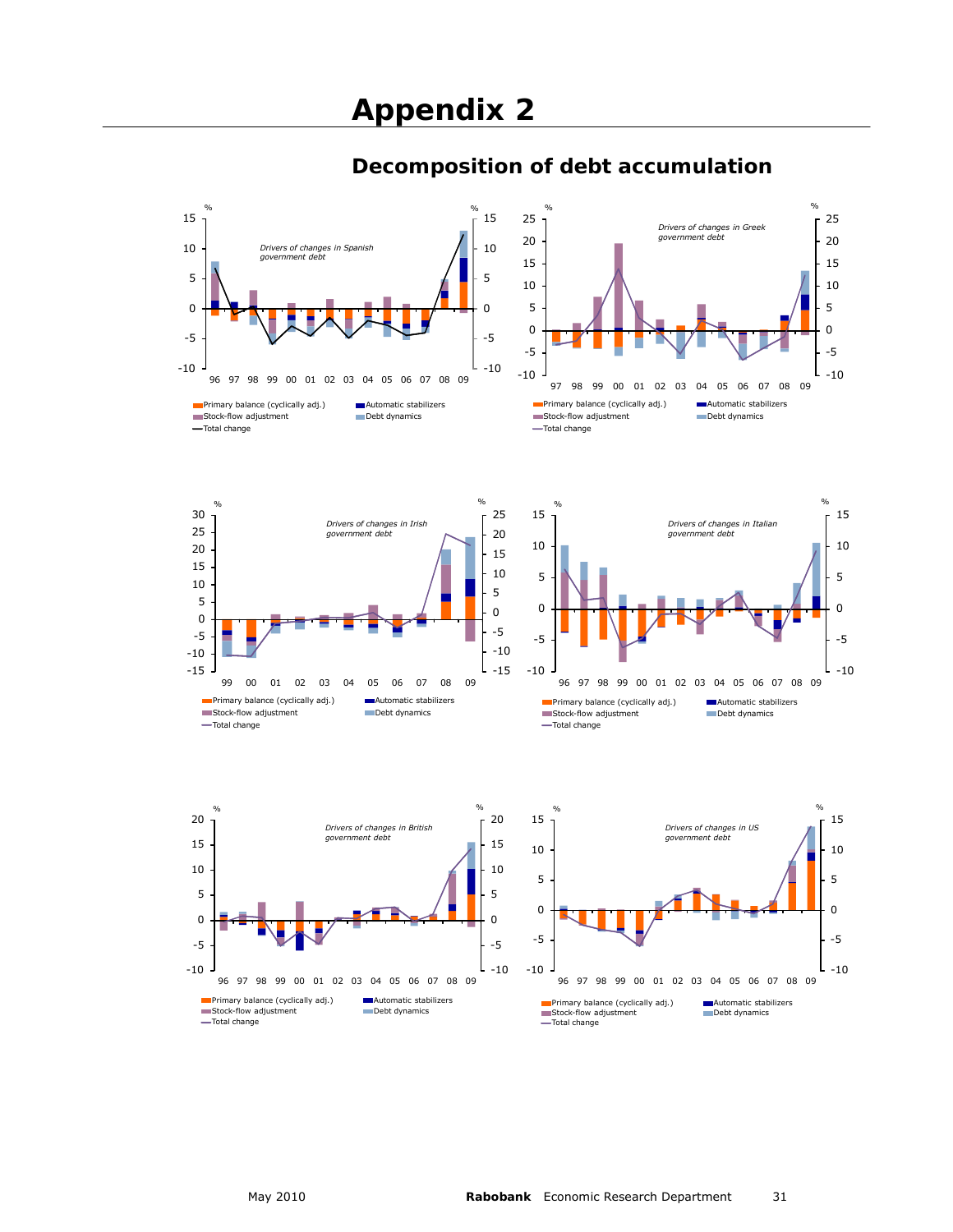# Appendix 2

## Decomposition of debt accumulation

*Drivers of changes in Spanish government debt*

Primary balance (cyclically adj.) | Automatic stabilizers | Stock-flow adjustment | Debt dynamics | Total change

*Drivers of changes in Greek government debt*

Primary balance (cyclically adj.) | Automatic stabilizers | Stock-flow adjustment | Debt dynamics | Total change

*Drivers of changes in Irish government debt*

Primary balance (cyclically adj.) | Automatic stabilizers | Stock-flow adjustment | Debt dynamics | Total change

*Drivers of changes in Italian government debt*

Primary balance (cyclically adj.) | Automatic stabilizers | Stock-flow adjustment | Debt dynamics | Total change

*Drivers of changes in British government debt*

Primary balance (cyclically adj.) | Automatic stabilizers | Stock-flow adjustment | Debt dynamics | Total change

*Drivers of changes in US government debt*

Primary balance (cyclically adj.) | Automatic stabilizers | Stock-flow adjustment | Debt dynamics | Total change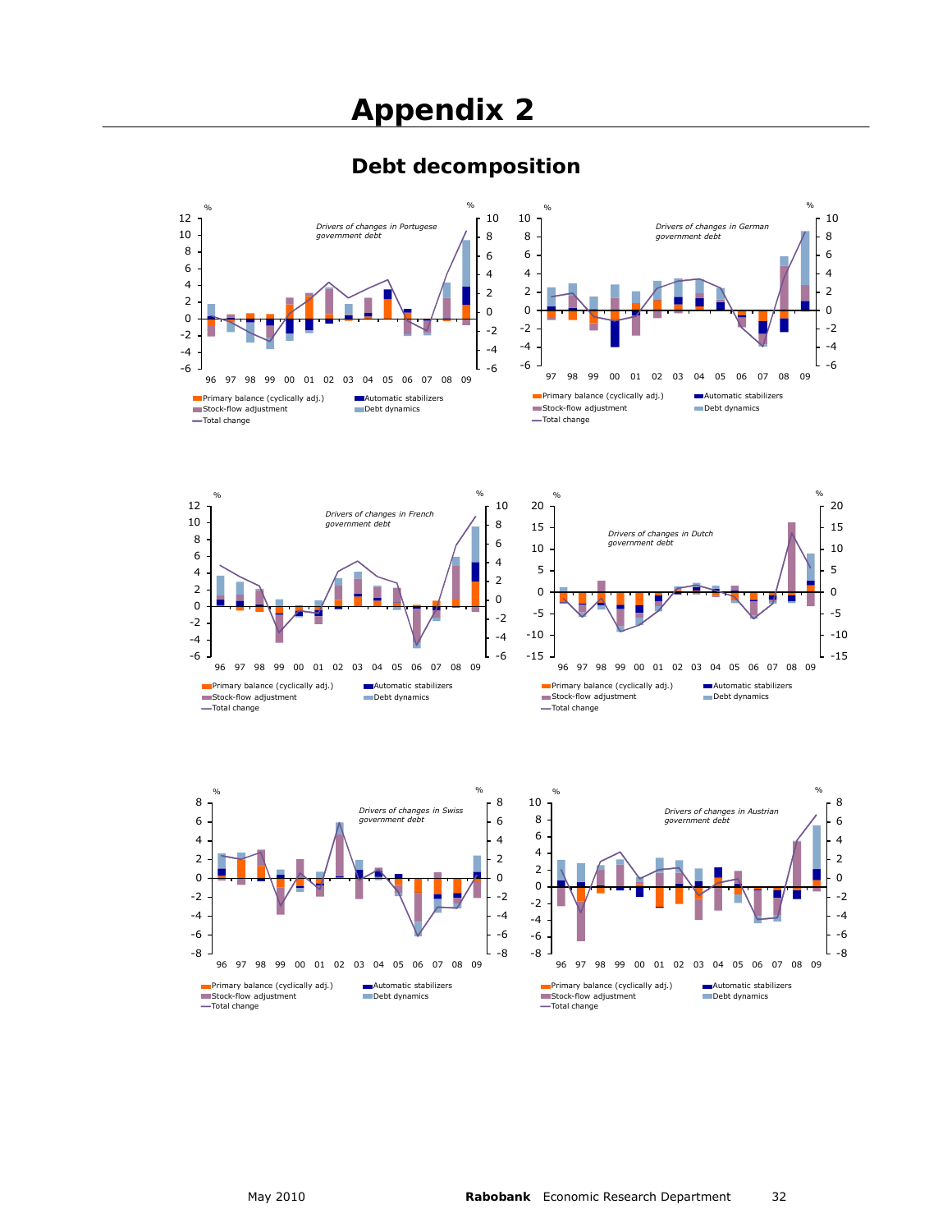# Appendix 2

## Debt decomposition

Drivers of changes in Portugese government debt

Primary balance (cyclically adj.) | Automatic stabilizers | Stock-flow adjustment | Debt dynamics | Total change

Drivers of changes in German government debt

Primary balance (cyclically adj.) | Automatic stabilizers | Stock-flow adjustment | Debt dynamics | Total change

Drivers of changes in French government debt

Primary balance (cyclically adj.) | Automatic stabilizers | Stock-flow adjustment | Debt dynamics | Total change

Drivers of changes in Dutch government debt

Primary balance (cyclically adj.) | Automatic stabilizers | Stock-flow adjustment | Debt dynamics | Total change

Drivers of changes in Swiss government debt

Primary balance (cyclically adj.) | Automatic stabilizers | Stock-flow adjustment | Debt dynamics | Total change

Drivers of changes in Austrian government debt

Primary balance (cyclically adj.) | Automatic stabilizers | Stock-flow adjustment | Debt dynamics | Total change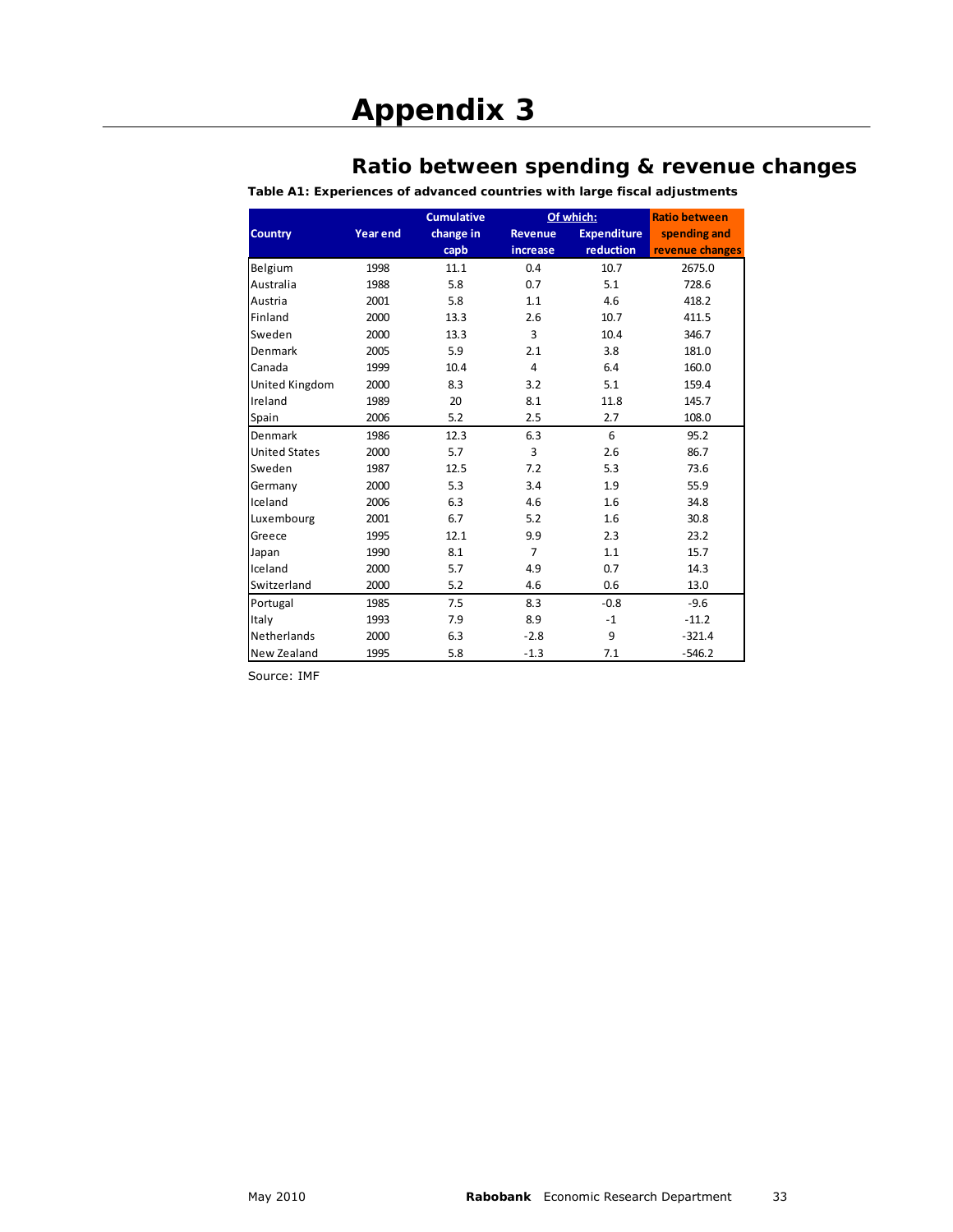# Appendix 3

## Ratio between spending & revenue changes

**Table A1: Experiences of advanced countries with large fiscal adjustments**

| Country | Year end | Cumulative change in capb | Of which: Revenue increase | Of which: Expenditure reduction | Ratio between spending and revenue changes |
|---|---|---|---|---|---|
| Belgium | 1998 | 11.1 | 0.4 | 10.7 | 2675.0 |
| Australia | 1988 | 5.8 | 0.7 | 5.1 | 728.6 |
| Austria | 2001 | 5.8 | 1.1 | 4.6 | 418.2 |
| Finland | 2000 | 13.3 | 2.6 | 10.7 | 411.5 |
| Sweden | 2000 | 13.3 | 3 | 10.4 | 346.7 |
| Denmark | 2005 | 5.9 | 2.1 | 3.8 | 181.0 |
| Canada | 1999 | 10.4 | 4 | 6.4 | 160.0 |
| United Kingdom | 2000 | 8.3 | 3.2 | 5.1 | 159.4 |
| Ireland | 1989 | 20 | 8.1 | 11.8 | 145.7 |
| Spain | 2006 | 5.2 | 2.5 | 2.7 | 108.0 |
| Denmark | 1986 | 12.3 | 6.3 | 6 | 95.2 |
| United States | 2000 | 5.7 | 3 | 2.6 | 86.7 |
| Sweden | 1987 | 12.5 | 7.2 | 5.3 | 73.6 |
| Germany | 2000 | 5.3 | 3.4 | 1.9 | 55.9 |
| Iceland | 2006 | 6.3 | 4.6 | 1.6 | 34.8 |
| Luxembourg | 2001 | 6.7 | 5.2 | 1.6 | 30.8 |
| Greece | 1995 | 12.1 | 9.9 | 2.3 | 23.2 |
| Japan | 1990 | 8.1 | 7 | 1.1 | 15.7 |
| Iceland | 2000 | 5.7 | 4.9 | 0.7 | 14.3 |
| Switzerland | 2000 | 5.2 | 4.6 | 0.6 | 13.0 |
| Portugal | 1985 | 7.5 | 8.3 | -0.8 | -9.6 |
| Italy | 1993 | 7.9 | 8.9 | -1 | -11.2 |
| Netherlands | 2000 | 6.3 | -2.8 | 9 | -321.4 |
| New Zealand | 1995 | 5.8 | -1.3 | 7.1 | -546.2 |

Source: IMF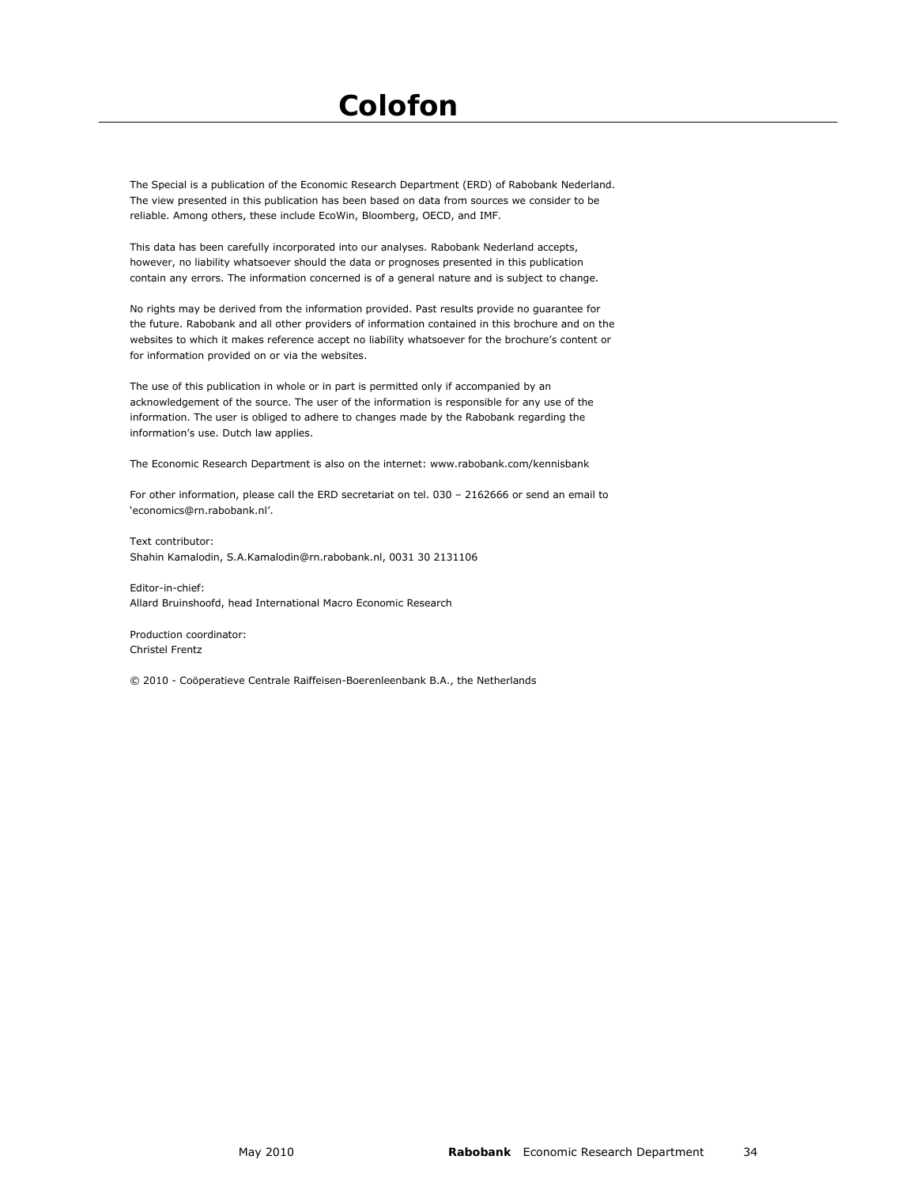# Colofon

The Special is a publication of the Economic Research Department (ERD) of Rabobank Nederland. The view presented in this publication has been based on data from sources we consider to be reliable. Among others, these include EcoWin, Bloomberg, OECD, and IMF.

This data has been carefully incorporated into our analyses. Rabobank Nederland accepts, however, no liability whatsoever should the data or prognoses presented in this publication contain any errors. The information concerned is of a general nature and is subject to change.

No rights may be derived from the information provided. Past results provide no guarantee for the future. Rabobank and all other providers of information contained in this brochure and on the websites to which it makes reference accept no liability whatsoever for the brochure's content or for information provided on or via the websites.

The use of this publication in whole or in part is permitted only if accompanied by an acknowledgement of the source. The user of the information is responsible for any use of the information. The user is obliged to adhere to changes made by the Rabobank regarding the information's use. Dutch law applies.

The Economic Research Department is also on the internet: www.rabobank.com/kennisbank

For other information, please call the ERD secretariat on tel. 030 – 2162666 or send an email to 'economics@rn.rabobank.nl'.

Text contributor:
Shahin Kamalodin, S.A.Kamalodin@rn.rabobank.nl, 0031 30 2131106

Editor-in-chief:
Allard Bruinshoofd, head International Macro Economic Research

Production coordinator:
Christel Frentz

© 2010 - Coöperatieve Centrale Raiffeisen-Boerenleenbank B.A., the Netherlands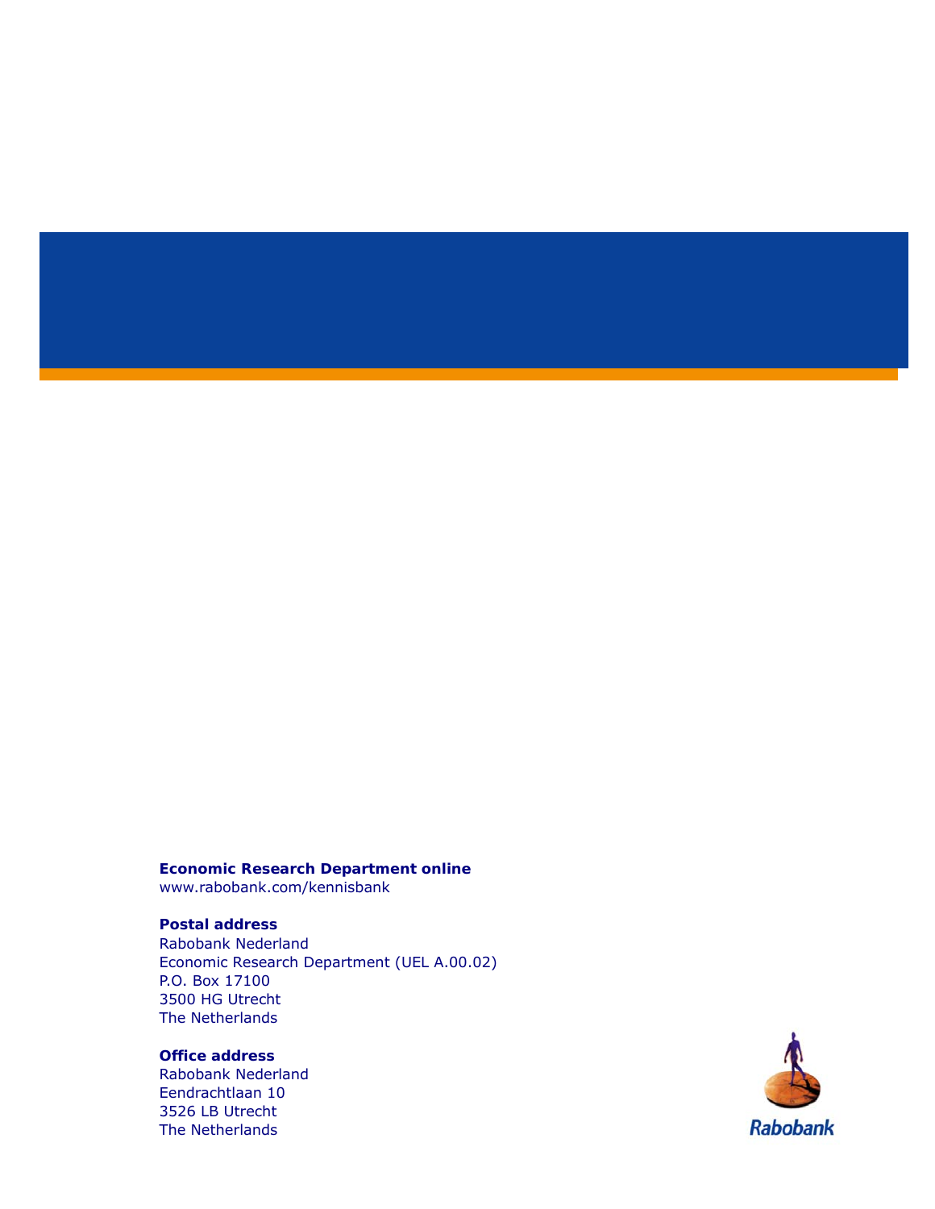**Economic Research Department online**
www.rabobank.com/kennisbank

**Postal address**
Rabobank Nederland
Economic Research Department (UEL A.00.02)
P.O. Box 17100
3500 HG Utrecht
The Netherlands

**Office address**
Rabobank Nederland
Eendrachtlaan 10
3526 LB Utrecht
The Netherlands

Rabobank